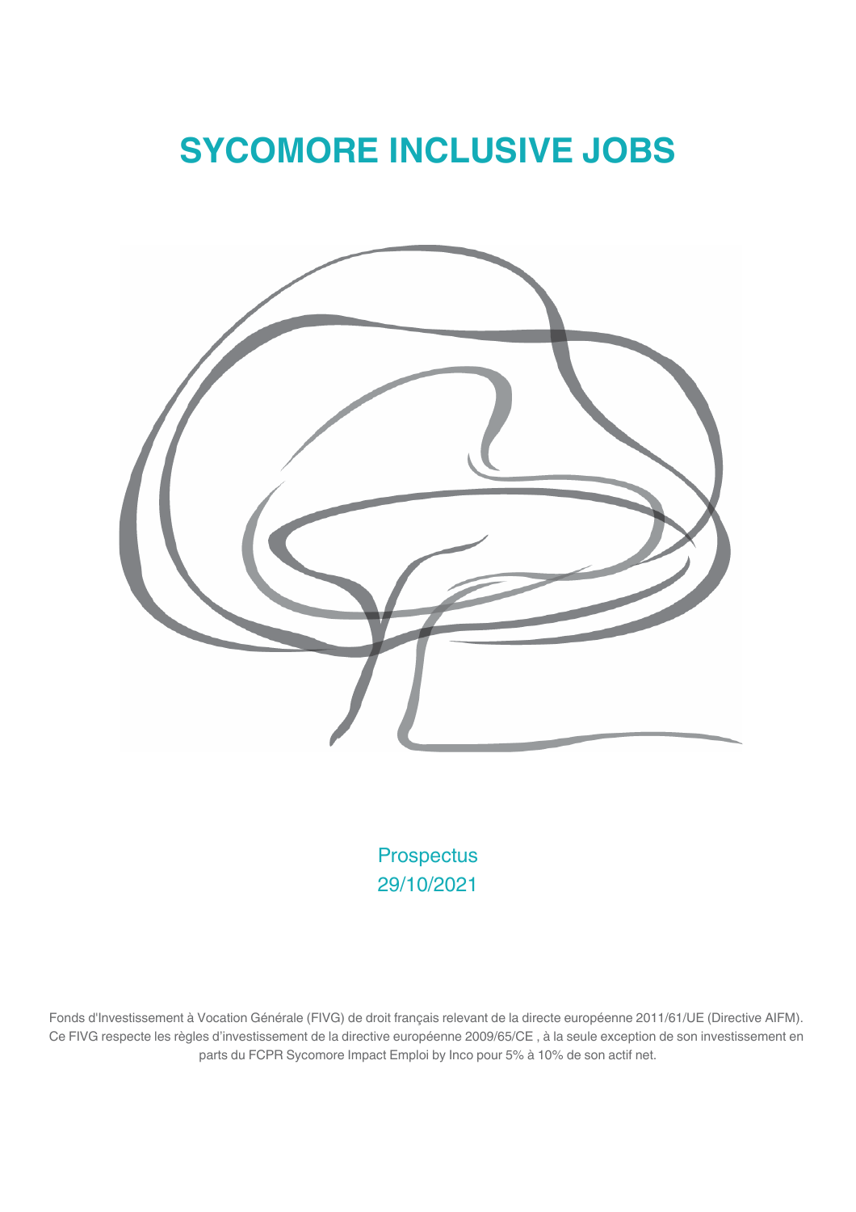# SYCOMORE INCLUSIVE JOBS

Prospectus
29/10/2021

Fonds d'Investissement à Vocation Générale (FIVG) de droit français relevant de la directe européenne 2011/61/UE (Directive AIFM). Ce FIVG respecte les règles d'investissement de la directive européenne 2009/65/CE , à la seule exception de son investissement en parts du FCPR Sycomore Impact Emploi by Inco pour 5% à 10% de son actif net.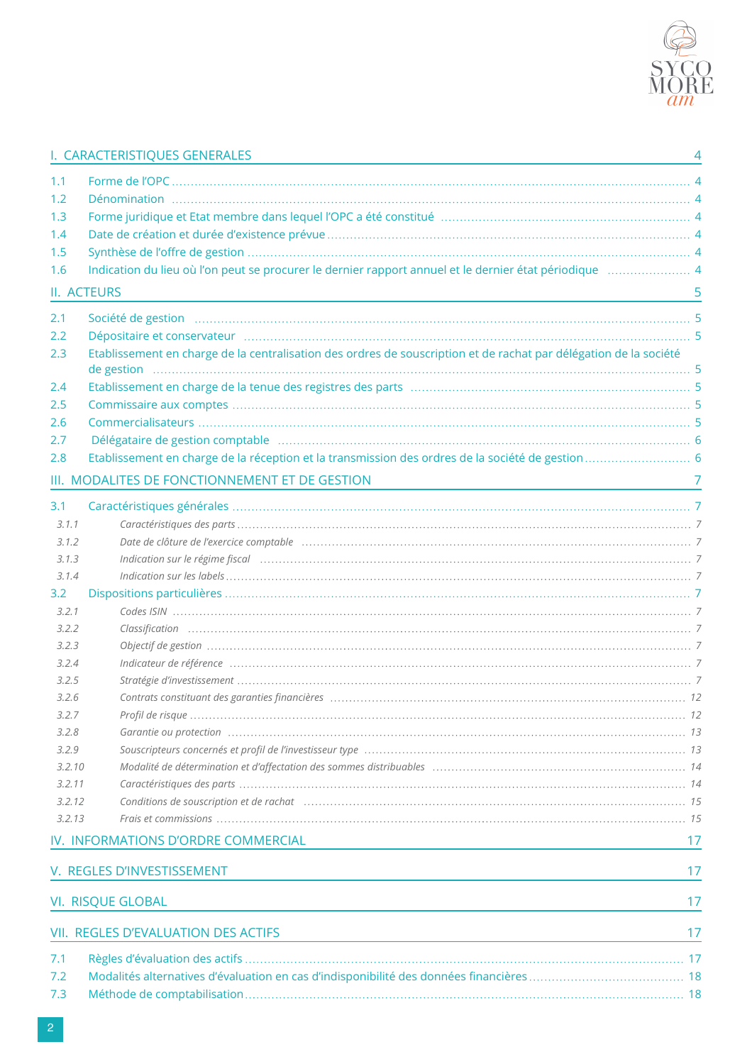I. CARACTERISTIQUES GENERALES ..... 4

1.1 Forme de l'OPC ..... 4
1.2 Dénomination ..... 4
1.3 Forme juridique et Etat membre dans lequel l'OPC a été constitué ..... 4
1.4 Date de création et durée d'existence prévue ..... 4
1.5 Synthèse de l'offre de gestion ..... 4
1.6 Indication du lieu où l'on peut se procurer le dernier rapport annuel et le dernier état périodique ..... 4

II. ACTEURS ..... 5

2.1 Société de gestion ..... 5
2.2 Dépositaire et conservateur ..... 5
2.3 Etablissement en charge de la centralisation des ordres de souscription et de rachat par délégation de la société de gestion ..... 5
2.4 Etablissement en charge de la tenue des registres des parts ..... 5
2.5 Commissaire aux comptes ..... 5
2.6 Commercialisateurs ..... 5
2.7 Délégataire de gestion comptable ..... 6
2.8 Etablissement en charge de la réception et la transmission des ordres de la société de gestion ..... 6

III. MODALITES DE FONCTIONNEMENT ET DE GESTION ..... 7

3.1 Caractéristiques générales ..... 7
*3.1.1 Caractéristiques des parts ..... 7*
*3.1.2 Date de clôture de l'exercice comptable ..... 7*
*3.1.3 Indication sur le régime fiscal ..... 7*
*3.1.4 Indication sur les labels ..... 7*
3.2 Dispositions particulières ..... 7
*3.2.1 Codes ISIN ..... 7*
*3.2.2 Classification ..... 7*
*3.2.3 Objectif de gestion ..... 7*
*3.2.4 Indicateur de référence ..... 7*
*3.2.5 Stratégie d'investissement ..... 7*
*3.2.6 Contrats constituant des garanties financières ..... 12*
*3.2.7 Profil de risque ..... 12*
*3.2.8 Garantie ou protection ..... 13*
*3.2.9 Souscripteurs concernés et profil de l'investisseur type ..... 13*
*3.2.10 Modalité de détermination et d'affectation des sommes distribuables ..... 14*
*3.2.11 Caractéristiques des parts ..... 14*
*3.2.12 Conditions de souscription et de rachat ..... 15*
*3.2.13 Frais et commissions ..... 15*

IV. INFORMATIONS D'ORDRE COMMERCIAL ..... 17

V. REGLES D'INVESTISSEMENT ..... 17

VI. RISQUE GLOBAL ..... 17

VII. REGLES D'EVALUATION DES ACTIFS ..... 17

7.1 Règles d'évaluation des actifs ..... 17
7.2 Modalités alternatives d'évaluation en cas d'indisponibilité des données financières ..... 18
7.3 Méthode de comptabilisation ..... 18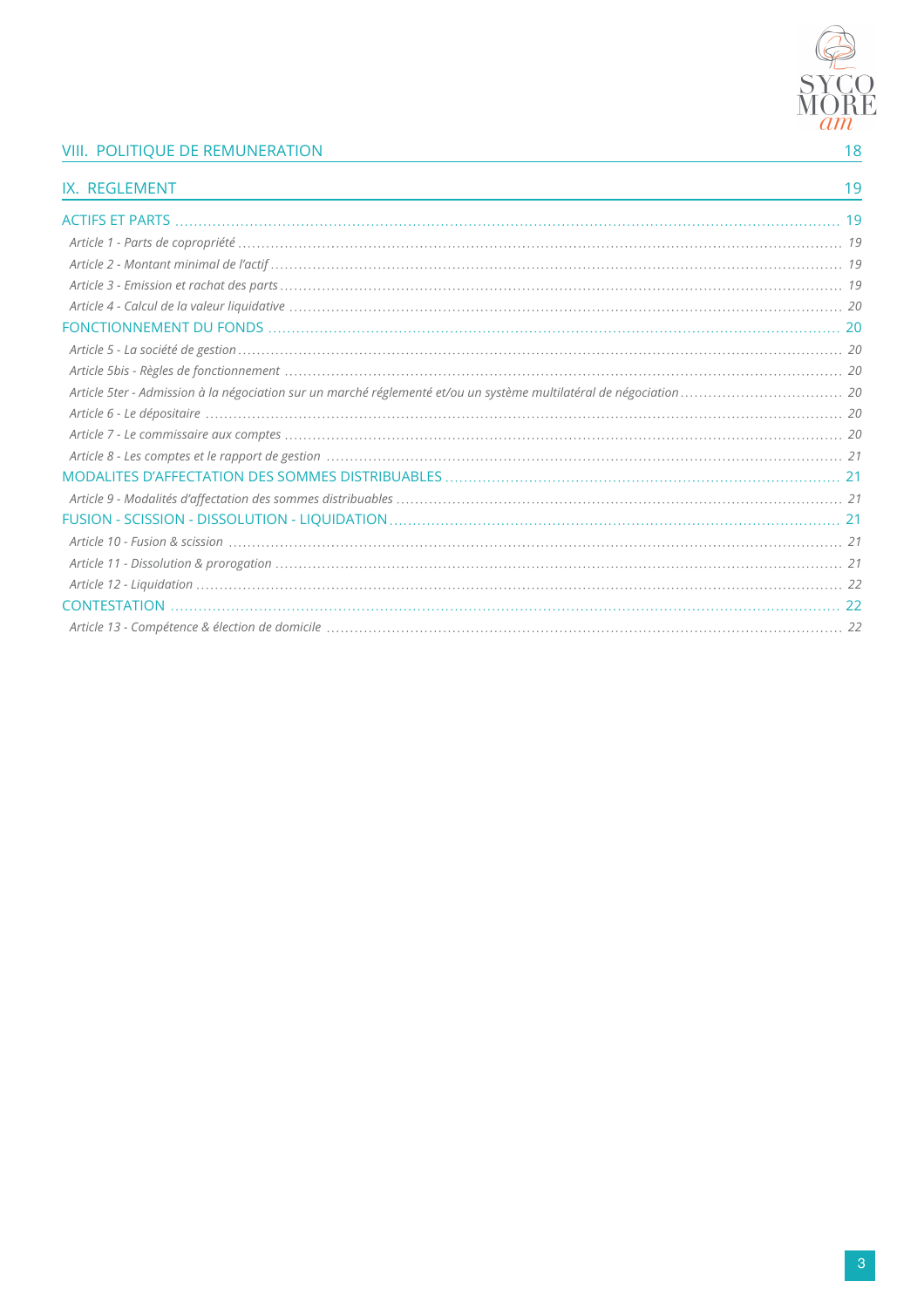VIII. POLITIQUE DE REMUNERATION ... 18

IX. REGLEMENT ... 19

ACTIFS ET PARTS ... 19

*Article 1 - Parts de copropriété ... 19*

*Article 2 - Montant minimal de l'actif ... 19*

*Article 3 - Emission et rachat des parts ... 19*

*Article 4 - Calcul de la valeur liquidative ... 20*

FONCTIONNEMENT DU FONDS ... 20

*Article 5 - La société de gestion ... 20*

*Article 5bis - Règles de fonctionnement ... 20*

*Article 5ter - Admission à la négociation sur un marché réglementé et/ou un système multilatéral de négociation ... 20*

*Article 6 - Le dépositaire ... 20*

*Article 7 - Le commissaire aux comptes ... 20*

*Article 8 - Les comptes et le rapport de gestion ... 21*

MODALITES D'AFFECTATION DES SOMMES DISTRIBUABLES ... 21

*Article 9 - Modalités d'affectation des sommes distribuables ... 21*

FUSION - SCISSION - DISSOLUTION - LIQUIDATION ... 21

*Article 10 - Fusion & scission ... 21*

*Article 11 - Dissolution & prorogation ... 21*

*Article 12 - Liquidation ... 22*

CONTESTATION ... 22

*Article 13 - Compétence & élection de domicile ... 22*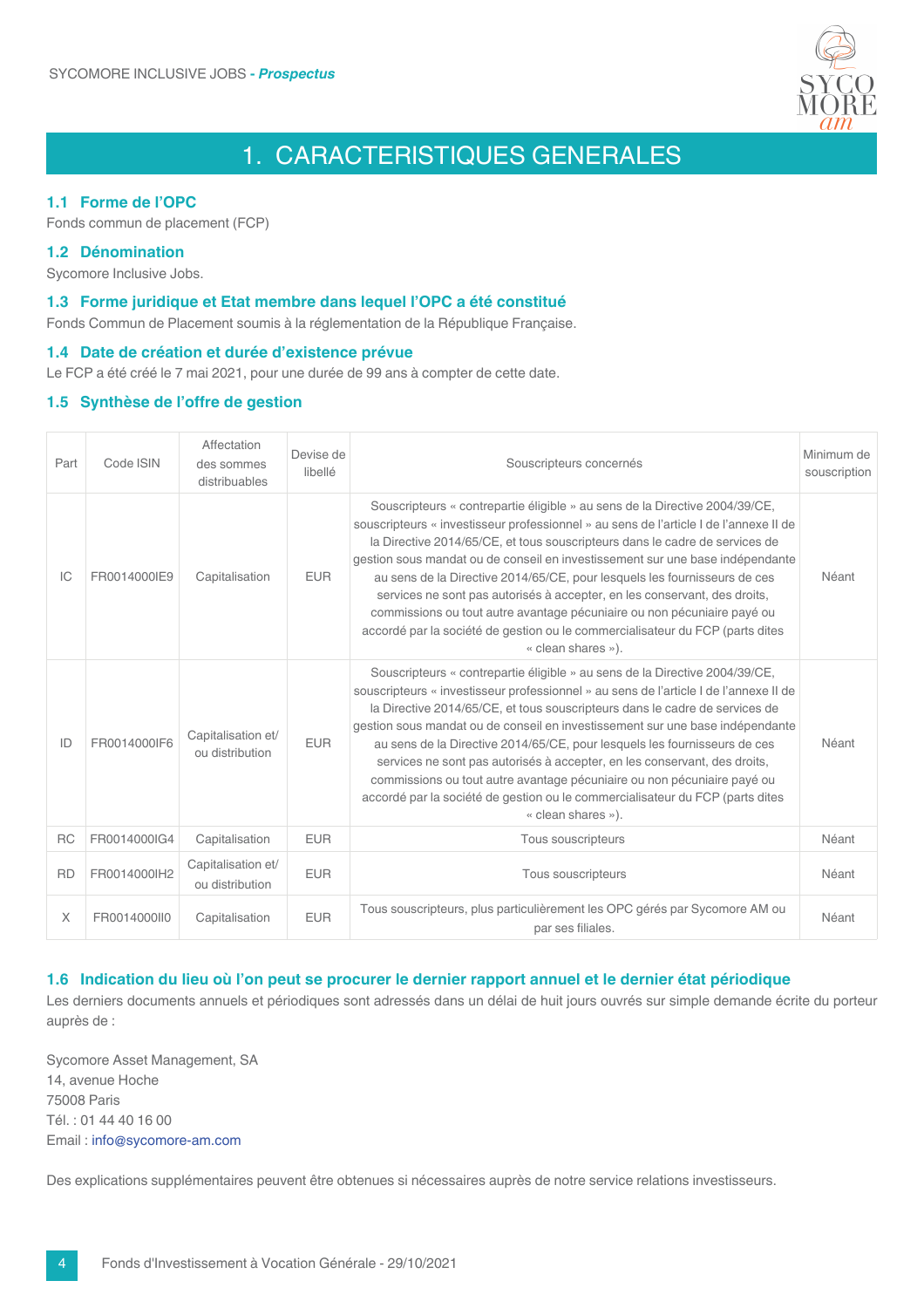# 1. CARACTERISTIQUES GENERALES

## 1.1 Forme de l'OPC

Fonds commun de placement (FCP)

## 1.2 Dénomination

Sycomore Inclusive Jobs.

## 1.3 Forme juridique et Etat membre dans lequel l'OPC a été constitué

Fonds Commun de Placement soumis à la réglementation de la République Française.

## 1.4 Date de création et durée d'existence prévue

Le FCP a été créé le 7 mai 2021, pour une durée de 99 ans à compter de cette date.

## 1.5 Synthèse de l'offre de gestion

| Part | Code ISIN | Affectation des sommes distribuables | Devise de libellé | Souscripteurs concernés | Minimum de souscription |
|---|---|---|---|---|---|
| IC | FR0014000IE9 | Capitalisation | EUR | Souscripteurs « contrepartie éligible » au sens de la Directive 2004/39/CE, souscripteurs « investisseur professionnel » au sens de l'article I de l'annexe II de la Directive 2014/65/CE, et tous souscripteurs dans le cadre de services de gestion sous mandat ou de conseil en investissement sur une base indépendante au sens de la Directive 2014/65/CE, pour lesquels les fournisseurs de ces services ne sont pas autorisés à accepter, en les conservant, des droits, commissions ou tout autre avantage pécuniaire ou non pécuniaire payé ou accordé par la société de gestion ou le commercialisateur du FCP (parts dites « clean shares »). | Néant |
| ID | FR0014000IF6 | Capitalisation et/ ou distribution | EUR | Souscripteurs « contrepartie éligible » au sens de la Directive 2004/39/CE, souscripteurs « investisseur professionnel » au sens de l'article I de l'annexe II de la Directive 2014/65/CE, et tous souscripteurs dans le cadre de services de gestion sous mandat ou de conseil en investissement sur une base indépendante au sens de la Directive 2014/65/CE, pour lesquels les fournisseurs de ces services ne sont pas autorisés à accepter, en les conservant, des droits, commissions ou tout autre avantage pécuniaire ou non pécuniaire payé ou accordé par la société de gestion ou le commercialisateur du FCP (parts dites « clean shares »). | Néant |
| RC | FR0014000IG4 | Capitalisation | EUR | Tous souscripteurs | Néant |
| RD | FR0014000IH2 | Capitalisation et/ ou distribution | EUR | Tous souscripteurs | Néant |
| X | FR0014000II0 | Capitalisation | EUR | Tous souscripteurs, plus particulièrement les OPC gérés par Sycomore AM ou par ses filiales. | Néant |

## 1.6 Indication du lieu où l'on peut se procurer le dernier rapport annuel et le dernier état périodique

Les derniers documents annuels et périodiques sont adressés dans un délai de huit jours ouvrés sur simple demande écrite du porteur auprès de :

Sycomore Asset Management, SA
14, avenue Hoche
75008 Paris
Tél. : 01 44 40 16 00
Email : info@sycomore-am.com

Des explications supplémentaires peuvent être obtenues si nécessaires auprès de notre service relations investisseurs.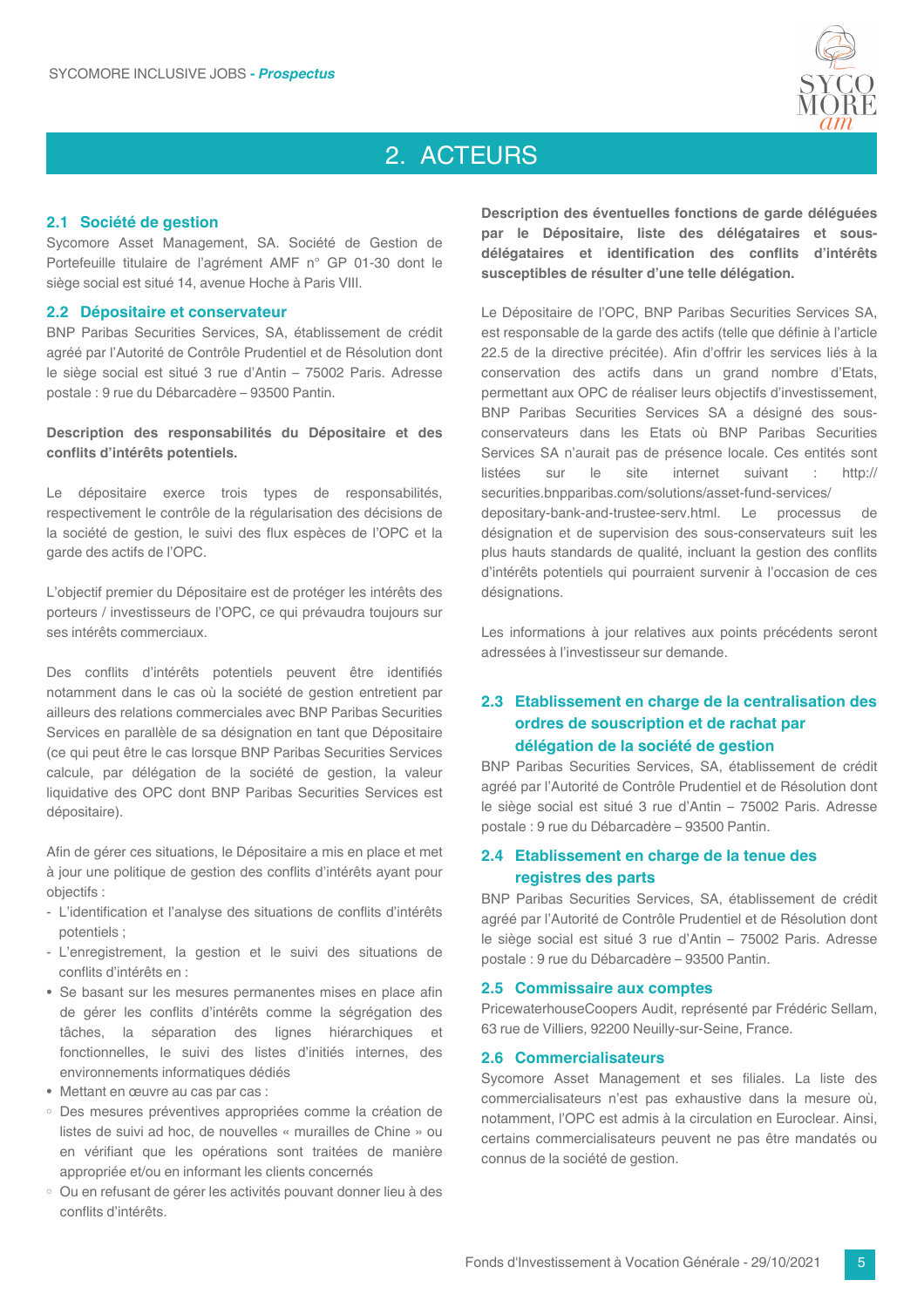## 2. ACTEURS

### 2.1 Société de gestion

Sycomore Asset Management, SA. Société de Gestion de Portefeuille titulaire de l'agrément AMF n° GP 01-30 dont le siège social est situé 14, avenue Hoche à Paris VIII.

### 2.2 Dépositaire et conservateur

BNP Paribas Securities Services, SA, établissement de crédit agréé par l'Autorité de Contrôle Prudentiel et de Résolution dont le siège social est situé 3 rue d'Antin – 75002 Paris. Adresse postale : 9 rue du Débarcadère – 93500 Pantin.

**Description des responsabilités du Dépositaire et des conflits d'intérêts potentiels.**

Le dépositaire exerce trois types de responsabilités, respectivement le contrôle de la régularisation des décisions de la société de gestion, le suivi des flux espèces de l'OPC et la garde des actifs de l'OPC.

L'objectif premier du Dépositaire est de protéger les intérêts des porteurs / investisseurs de l'OPC, ce qui prévaudra toujours sur ses intérêts commerciaux.

Des conflits d'intérêts potentiels peuvent être identifiés notamment dans le cas où la société de gestion entretient par ailleurs des relations commerciales avec BNP Paribas Securities Services en parallèle de sa désignation en tant que Dépositaire (ce qui peut être le cas lorsque BNP Paribas Securities Services calcule, par délégation de la société de gestion, la valeur liquidative des OPC dont BNP Paribas Securities Services est dépositaire).

Afin de gérer ces situations, le Dépositaire a mis en place et met à jour une politique de gestion des conflits d'intérêts ayant pour objectifs :

- L'identification et l'analyse des situations de conflits d'intérêts potentiels ;
- L'enregistrement, la gestion et le suivi des situations de conflits d'intérêts en :
  - Se basant sur les mesures permanentes mises en place afin de gérer les conflits d'intérêts comme la ségrégation des tâches, la séparation des lignes hiérarchiques et fonctionnelles, le suivi des listes d'initiés internes, des environnements informatiques dédiés
  - Mettant en œuvre au cas par cas :
    - Des mesures préventives appropriées comme la création de listes de suivi ad hoc, de nouvelles « murailles de Chine » ou en vérifiant que les opérations sont traitées de manière appropriée et/ou en informant les clients concernés
    - Ou en refusant de gérer les activités pouvant donner lieu à des conflits d'intérêts.

**Description des éventuelles fonctions de garde déléguées par le Dépositaire, liste des délégataires et sous-délégataires et identification des conflits d'intérêts susceptibles de résulter d'une telle délégation.**

Le Dépositaire de l'OPC, BNP Paribas Securities Services SA, est responsable de la garde des actifs (telle que définie à l'article 22.5 de la directive précitée). Afin d'offrir les services liés à la conservation des actifs dans un grand nombre d'Etats, permettant aux OPC de réaliser leurs objectifs d'investissement, BNP Paribas Securities Services SA a désigné des sous-conservateurs dans les Etats où BNP Paribas Securities Services SA n'aurait pas de présence locale. Ces entités sont listées sur le site internet suivant : http://securities.bnpparibas.com/solutions/asset-fund-services/depositary-bank-and-trustee-serv.html. Le processus de désignation et de supervision des sous-conservateurs suit les plus hauts standards de qualité, incluant la gestion des conflits d'intérêts potentiels qui pourraient survenir à l'occasion de ces désignations.

Les informations à jour relatives aux points précédents seront adressées à l'investisseur sur demande.

### 2.3 Etablissement en charge de la centralisation des ordres de souscription et de rachat par délégation de la société de gestion

BNP Paribas Securities Services, SA, établissement de crédit agréé par l'Autorité de Contrôle Prudentiel et de Résolution dont le siège social est situé 3 rue d'Antin – 75002 Paris. Adresse postale : 9 rue du Débarcadère – 93500 Pantin.

### 2.4 Etablissement en charge de la tenue des registres des parts

BNP Paribas Securities Services, SA, établissement de crédit agréé par l'Autorité de Contrôle Prudentiel et de Résolution dont le siège social est situé 3 rue d'Antin – 75002 Paris. Adresse postale : 9 rue du Débarcadère – 93500 Pantin.

### 2.5 Commissaire aux comptes

PricewaterhouseCoopers Audit, représenté par Frédéric Sellam, 63 rue de Villiers, 92200 Neuilly-sur-Seine, France.

### 2.6 Commercialisateurs

Sycomore Asset Management et ses filiales. La liste des commercialisateurs n'est pas exhaustive dans la mesure où, notamment, l'OPC est admis à la circulation en Euroclear. Ainsi, certains commercialisateurs peuvent ne pas être mandatés ou connus de la société de gestion.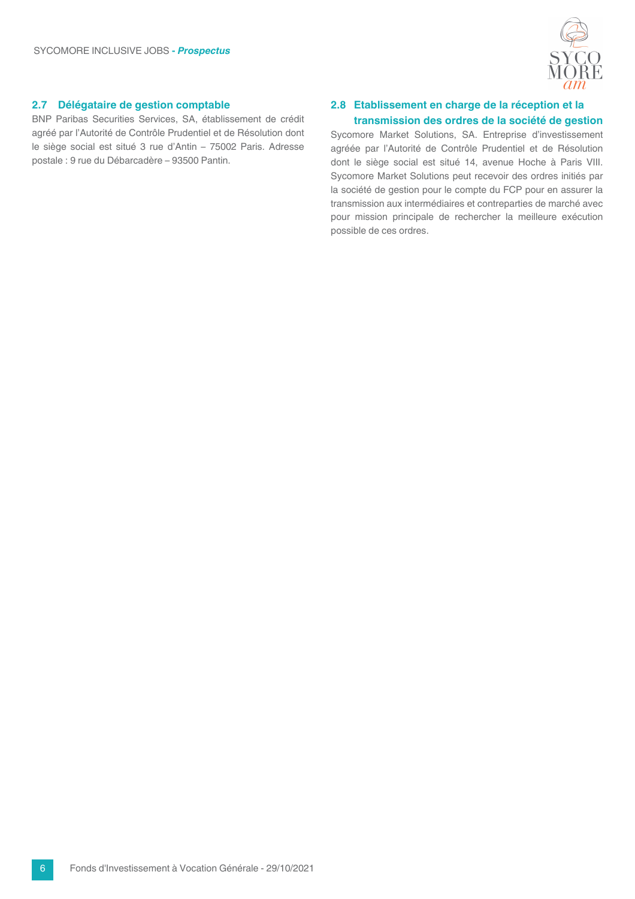## 2.7 Délégataire de gestion comptable

BNP Paribas Securities Services, SA, établissement de crédit agréé par l'Autorité de Contrôle Prudentiel et de Résolution dont le siège social est situé 3 rue d'Antin – 75002 Paris. Adresse postale : 9 rue du Débarcadère – 93500 Pantin.

## 2.8 Etablissement en charge de la réception et la transmission des ordres de la société de gestion

Sycomore Market Solutions, SA. Entreprise d'investissement agréée par l'Autorité de Contrôle Prudentiel et de Résolution dont le siège social est situé 14, avenue Hoche à Paris VIII. Sycomore Market Solutions peut recevoir des ordres initiés par la société de gestion pour le compte du FCP pour en assurer la transmission aux intermédiaires et contreparties de marché avec pour mission principale de rechercher la meilleure exécution possible de ces ordres.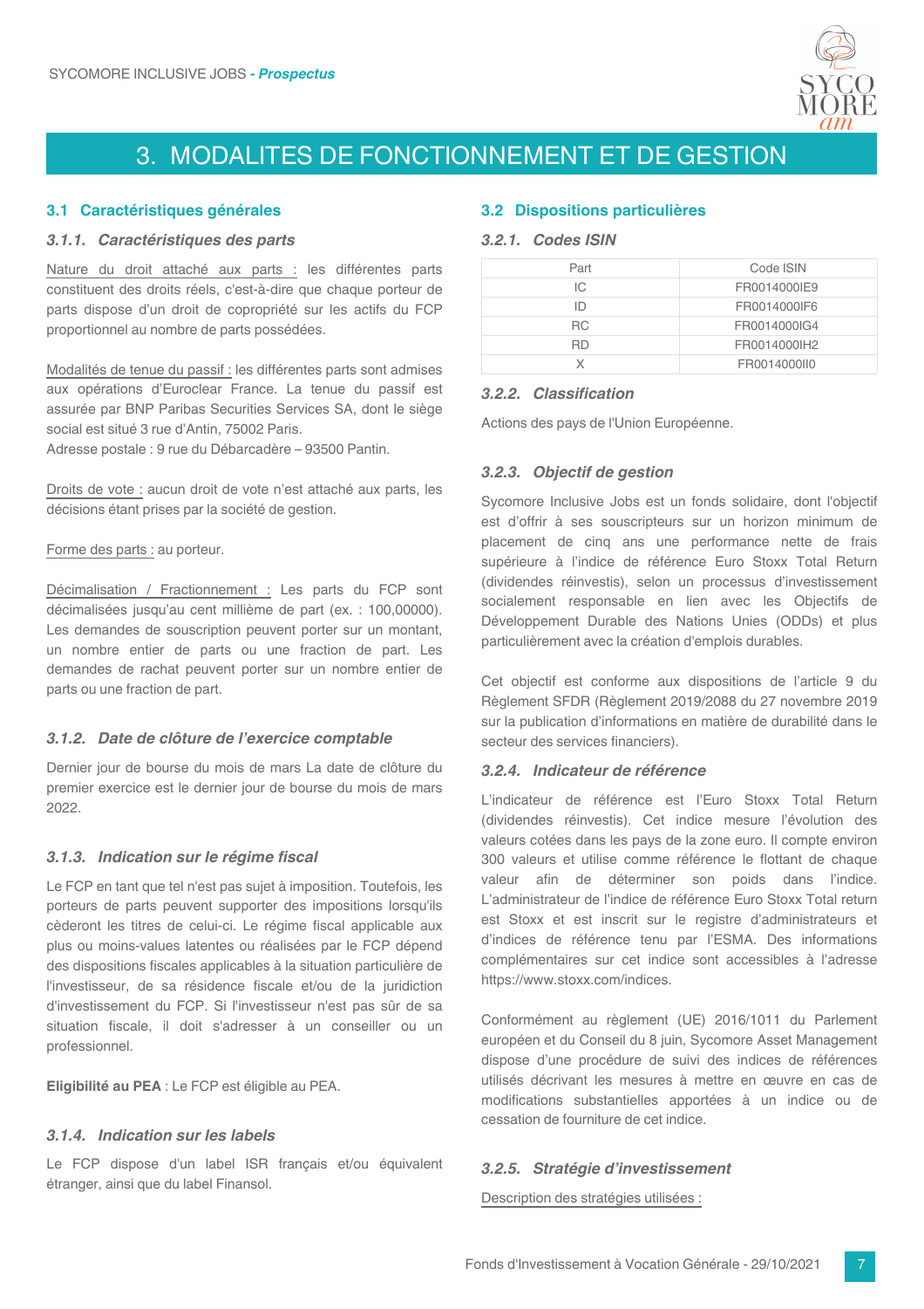# 3. MODALITES DE FONCTIONNEMENT ET DE GESTION

## 3.1 Caractéristiques générales

### *3.1.1. Caractéristiques des parts*

Nature du droit attaché aux parts : les différentes parts constituent des droits réels, c'est-à-dire que chaque porteur de parts dispose d'un droit de copropriété sur les actifs du FCP proportionnel au nombre de parts possédées.

Modalités de tenue du passif : les différentes parts sont admises aux opérations d'Euroclear France. La tenue du passif est assurée par BNP Paribas Securities Services SA, dont le siège social est situé 3 rue d'Antin, 75002 Paris.
Adresse postale : 9 rue du Débarcadère – 93500 Pantin.

Droits de vote : aucun droit de vote n'est attaché aux parts, les décisions étant prises par la société de gestion.

Forme des parts : au porteur.

Décimalisation / Fractionnement : Les parts du FCP sont décimalisées jusqu'au cent millième de part (ex. : 100,00000). Les demandes de souscription peuvent porter sur un montant, un nombre entier de parts ou une fraction de part. Les demandes de rachat peuvent porter sur un nombre entier de parts ou une fraction de part.

### *3.1.2. Date de clôture de l'exercice comptable*

Dernier jour de bourse du mois de mars La date de clôture du premier exercice est le dernier jour de bourse du mois de mars 2022.

### *3.1.3. Indication sur le régime fiscal*

Le FCP en tant que tel n'est pas sujet à imposition. Toutefois, les porteurs de parts peuvent supporter des impositions lorsqu'ils cèderont les titres de celui-ci. Le régime fiscal applicable aux plus ou moins-values latentes ou réalisées par le FCP dépend des dispositions fiscales applicables à la situation particulière de l'investisseur, de sa résidence fiscale et/ou de la juridiction d'investissement du FCP. Si l'investisseur n'est pas sûr de sa situation fiscale, il doit s'adresser à un conseiller ou un professionnel.

**Eligibilité au PEA** : Le FCP est éligible au PEA.

### *3.1.4. Indication sur les labels*

Le FCP dispose d'un label ISR français et/ou équivalent étranger, ainsi que du label Finansol.

## 3.2 Dispositions particulières

### *3.2.1. Codes ISIN*

| Part | Code ISIN |
|---|---|
| IC | FR0014000IE9 |
| ID | FR0014000IF6 |
| RC | FR0014000IG4 |
| RD | FR0014000IH2 |
| X | FR0014000II0 |

### *3.2.2. Classification*

Actions des pays de l'Union Européenne.

### *3.2.3. Objectif de gestion*

Sycomore Inclusive Jobs est un fonds solidaire, dont l'objectif est d'offrir à ses souscripteurs sur un horizon minimum de placement de cinq ans une performance nette de frais supérieure à l'indice de référence Euro Stoxx Total Return (dividendes réinvestis), selon un processus d'investissement socialement responsable en lien avec les Objectifs de Développement Durable des Nations Unies (ODDs) et plus particulièrement avec la création d'emplois durables.

Cet objectif est conforme aux dispositions de l'article 9 du Règlement SFDR (Règlement 2019/2088 du 27 novembre 2019 sur la publication d'informations en matière de durabilité dans le secteur des services financiers).

### *3.2.4. Indicateur de référence*

L'indicateur de référence est l'Euro Stoxx Total Return (dividendes réinvestis). Cet indice mesure l'évolution des valeurs cotées dans les pays de la zone euro. Il compte environ 300 valeurs et utilise comme référence le flottant de chaque valeur afin de déterminer son poids dans l'indice. L'administrateur de l'indice de référence Euro Stoxx Total return est Stoxx et est inscrit sur le registre d'administrateurs et d'indices de référence tenu par l'ESMA. Des informations complémentaires sur cet indice sont accessibles à l'adresse https://www.stoxx.com/indices.

Conformément au règlement (UE) 2016/1011 du Parlement européen et du Conseil du 8 juin, Sycomore Asset Management dispose d'une procédure de suivi des indices de références utilisés décrivant les mesures à mettre en œuvre en cas de modifications substantielles apportées à un indice ou de cessation de fourniture de cet indice.

### *3.2.5. Stratégie d'investissement*

Description des stratégies utilisées :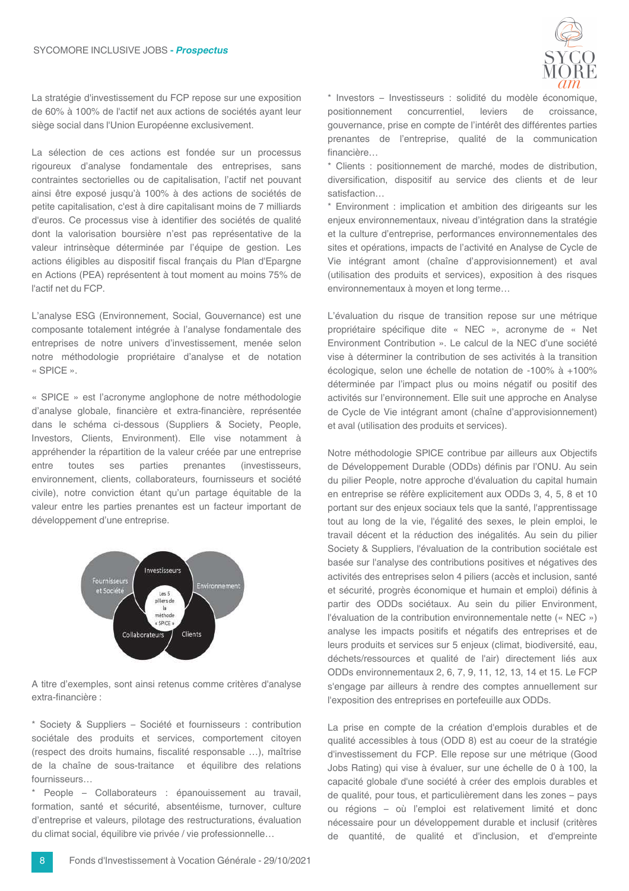La stratégie d'investissement du FCP repose sur une exposition de 60% à 100% de l'actif net aux actions de sociétés ayant leur siège social dans l'Union Européenne exclusivement.

La sélection de ces actions est fondée sur un processus rigoureux d'analyse fondamentale des entreprises, sans contraintes sectorielles ou de capitalisation, l'actif net pouvant ainsi être exposé jusqu'à 100% à des actions de sociétés de petite capitalisation, c'est à dire capitalisant moins de 7 milliards d'euros. Ce processus vise à identifier des sociétés de qualité dont la valorisation boursière n'est pas représentative de la valeur intrinsèque déterminée par l'équipe de gestion. Les actions éligibles au dispositif fiscal français du Plan d'Epargne en Actions (PEA) représentent à tout moment au moins 75% de l'actif net du FCP.

L'analyse ESG (Environnement, Social, Gouvernance) est une composante totalement intégrée à l'analyse fondamentale des entreprises de notre univers d'investissement, menée selon notre méthodologie propriétaire d'analyse et de notation « SPICE ».

« SPICE » est l'acronyme anglophone de notre méthodologie d'analyse globale, financière et extra-financière, représentée dans le schéma ci-dessous (Suppliers & Society, People, Investors, Clients, Environment). Elle vise notamment à appréhender la répartition de la valeur créée par une entreprise entre toutes ses parties prenantes (investisseurs, environnement, clients, collaborateurs, fournisseurs et société civile), notre conviction étant qu'un partage équitable de la valeur entre les parties prenantes est un facteur important de développement d'une entreprise.

Fournisseurs et Société — Investisseurs — Environnement — Collaborateurs — Clients — Les 5 piliers de la méthode « SPICE »

A titre d'exemples, sont ainsi retenus comme critères d'analyse extra-financière :

* Society & Suppliers – Société et fournisseurs : contribution sociétale des produits et services, comportement citoyen (respect des droits humains, fiscalité responsable …), maîtrise de la chaîne de sous-traitance et équilibre des relations fournisseurs…
* People – Collaborateurs : épanouissement au travail, formation, santé et sécurité, absentéisme, turnover, culture d'entreprise et valeurs, pilotage des restructurations, évaluation du climat social, équilibre vie privée / vie professionnelle…
* Investors – Investisseurs : solidité du modèle économique, positionnement concurrentiel, leviers de croissance, gouvernance, prise en compte de l'intérêt des différentes parties prenantes de l'entreprise, qualité de la communication financière…
* Clients : positionnement de marché, modes de distribution, diversification, dispositif au service des clients et de leur satisfaction…
* Environment : implication et ambition des dirigeants sur les enjeux environnementaux, niveau d'intégration dans la stratégie et la culture d'entreprise, performances environnementales des sites et opérations, impacts de l'activité en Analyse de Cycle de Vie intégrant amont (chaîne d'approvisionnement) et aval (utilisation des produits et services), exposition à des risques environnementaux à moyen et long terme…

L'évaluation du risque de transition repose sur une métrique propriétaire spécifique dite « NEC », acronyme de « Net Environment Contribution ». Le calcul de la NEC d'une société vise à déterminer la contribution de ses activités à la transition écologique, selon une échelle de notation de -100% à +100% déterminée par l'impact plus ou moins négatif ou positif des activités sur l'environnement. Elle suit une approche en Analyse de Cycle de Vie intégrant amont (chaîne d'approvisionnement) et aval (utilisation des produits et services).

Notre méthodologie SPICE contribue par ailleurs aux Objectifs de Développement Durable (ODDs) définis par l'ONU. Au sein du pilier People, notre approche d'évaluation du capital humain en entreprise se réfère explicitement aux ODDs 3, 4, 5, 8 et 10 portant sur des enjeux sociaux tels que la santé, l'apprentissage tout au long de la vie, l'égalité des sexes, le plein emploi, le travail décent et la réduction des inégalités. Au sein du pilier Society & Suppliers, l'évaluation de la contribution sociétale est basée sur l'analyse des contributions positives et négatives des activités des entreprises selon 4 piliers (accès et inclusion, santé et sécurité, progrès économique et humain et emploi) définis à partir des ODDs sociétaux. Au sein du pilier Environment, l'évaluation de la contribution environnementale nette (« NEC ») analyse les impacts positifs et négatifs des entreprises et de leurs produits et services sur 5 enjeux (climat, biodiversité, eau, déchets/ressources et qualité de l'air) directement liés aux ODDs environnementaux 2, 6, 7, 9, 11, 12, 13, 14 et 15. Le FCP s'engage par ailleurs à rendre des comptes annuellement sur l'exposition des entreprises en portefeuille aux ODDs.

La prise en compte de la création d'emplois durables et de qualité accessibles à tous (ODD 8) est au coeur de la stratégie d'investissement du FCP. Elle repose sur une métrique (Good Jobs Rating) qui vise à évaluer, sur une échelle de 0 à 100, la capacité globale d'une société à créer des emplois durables et de qualité, pour tous, et particulièrement dans les zones – pays ou régions – où l'emploi est relativement limité et donc nécessaire pour un développement durable et inclusif (critères de quantité, de qualité et d'inclusion, et d'empreinte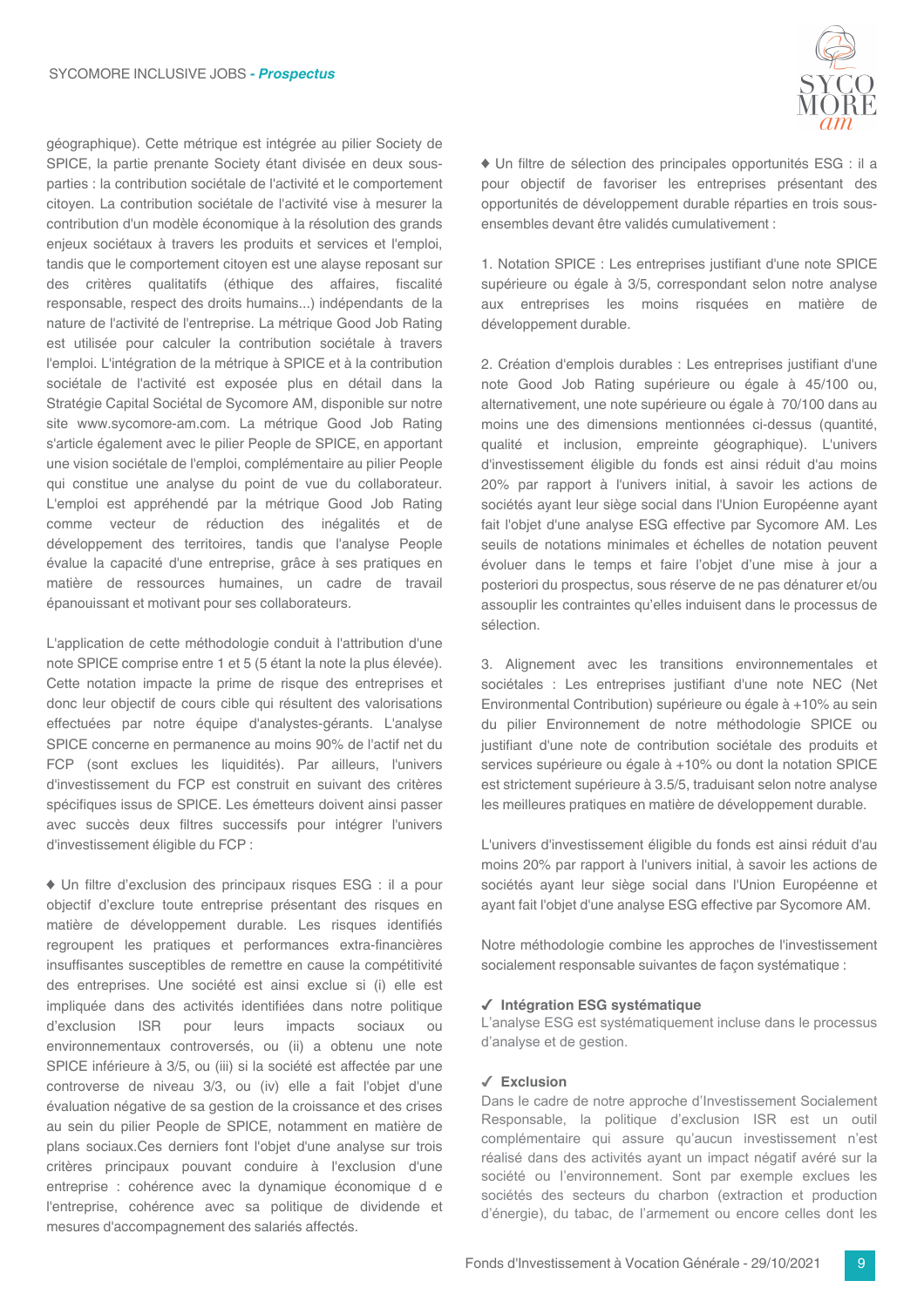géographique). Cette métrique est intégrée au pilier Society de SPICE, la partie prenante Society étant divisée en deux sous-parties : la contribution sociétale de l'activité et le comportement citoyen. La contribution sociétale de l'activité vise à mesurer la contribution d'un modèle économique à la résolution des grands enjeux sociétaux à travers les produits et services et l'emploi, tandis que le comportement citoyen est une alayse reposant sur des critères qualitatifs (éthique des affaires, fiscalité responsable, respect des droits humains...) indépendants de la nature de l'activité de l'entreprise. La métrique Good Job Rating est utilisée pour calculer la contribution sociétale à travers l'emploi. L'intégration de la métrique à SPICE et à la contribution sociétale de l'activité est exposée plus en détail dans la Stratégie Capital Sociétal de Sycomore AM, disponible sur notre site www.sycomore-am.com. La métrique Good Job Rating s'article également avec le pilier People de SPICE, en apportant une vision sociétale de l'emploi, complémentaire au pilier People qui constitue une analyse du point de vue du collaborateur. L'emploi est appréhendé par la métrique Good Job Rating comme vecteur de réduction des inégalités et de développement des territoires, tandis que l'analyse People évalue la capacité d'une entreprise, grâce à ses pratiques en matière de ressources humaines, un cadre de travail épanouissant et motivant pour ses collaborateurs.

L'application de cette méthodologie conduit à l'attribution d'une note SPICE comprise entre 1 et 5 (5 étant la note la plus élevée). Cette notation impacte la prime de risque des entreprises et donc leur objectif de cours cible qui résultent des valorisations effectuées par notre équipe d'analystes-gérants. L'analyse SPICE concerne en permanence au moins 90% de l'actif net du FCP (sont exclues les liquidités). Par ailleurs, l'univers d'investissement du FCP est construit en suivant des critères spécifiques issus de SPICE. Les émetteurs doivent ainsi passer avec succès deux filtres successifs pour intégrer l'univers d'investissement éligible du FCP :

♦ Un filtre d'exclusion des principaux risques ESG : il a pour objectif d'exclure toute entreprise présentant des risques en matière de développement durable. Les risques identifiés regroupent les pratiques et performances extra-financières insuffisantes susceptibles de remettre en cause la compétitivité des entreprises. Une société est ainsi exclue si (i) elle est impliquée dans des activités identifiées dans notre politique d'exclusion ISR pour leurs impacts sociaux ou environnementaux controversés, ou (ii) a obtenu une note SPICE inférieure à 3/5, ou (iii) si la société est affectée par une controverse de niveau 3/3, ou (iv) elle a fait l'objet d'une évaluation négative de sa gestion de la croissance et des crises au sein du pilier People de SPICE, notamment en matière de plans sociaux.Ces derniers font l'objet d'une analyse sur trois critères principaux pouvant conduire à l'exclusion d'une entreprise : cohérence avec la dynamique économique d e l'entreprise, cohérence avec sa politique de dividende et mesures d'accompagnement des salariés affectés.

♦ Un filtre de sélection des principales opportunités ESG : il a pour objectif de favoriser les entreprises présentant des opportunités de développement durable réparties en trois sous-ensembles devant être validés cumulativement :

1. Notation SPICE : Les entreprises justifiant d'une note SPICE supérieure ou égale à 3/5, correspondant selon notre analyse aux entreprises les moins risquées en matière de développement durable.

2. Création d'emplois durables : Les entreprises justifiant d'une note Good Job Rating supérieure ou égale à 45/100 ou, alternativement, une note supérieure ou égale à 70/100 dans au moins une des dimensions mentionnées ci-dessus (quantité, qualité et inclusion, empreinte géographique). L'univers d'investissement éligible du fonds est ainsi réduit d'au moins 20% par rapport à l'univers initial, à savoir les actions de sociétés ayant leur siège social dans l'Union Européenne ayant fait l'objet d'une analyse ESG effective par Sycomore AM. Les seuils de notations minimales et échelles de notation peuvent évoluer dans le temps et faire l'objet d'une mise à jour a posteriori du prospectus, sous réserve de ne pas dénaturer et/ou assouplir les contraintes qu'elles induisent dans le processus de sélection.

3. Alignement avec les transitions environnementales et sociétales : Les entreprises justifiant d'une note NEC (Net Environmental Contribution) supérieure ou égale à +10% au sein du pilier Environnement de notre méthodologie SPICE ou justifiant d'une note de contribution sociétale des produits et services supérieure ou égale à +10% ou dont la notation SPICE est strictement supérieure à 3.5/5, traduisant selon notre analyse les meilleures pratiques en matière de développement durable.

L'univers d'investissement éligible du fonds est ainsi réduit d'au moins 20% par rapport à l'univers initial, à savoir les actions de sociétés ayant leur siège social dans l'Union Européenne et ayant fait l'objet d'une analyse ESG effective par Sycomore AM.

Notre méthodologie combine les approches de l'investissement socialement responsable suivantes de façon systématique :

**✓ Intégration ESG systématique**

L'analyse ESG est systématiquement incluse dans le processus d'analyse et de gestion.

**✓ Exclusion**

Dans le cadre de notre approche d'Investissement Socialement Responsable, la politique d'exclusion ISR est un outil complémentaire qui assure qu'aucun investissement n'est réalisé dans des activités ayant un impact négatif avéré sur la société ou l'environnement. Sont par exemple exclues les sociétés des secteurs du charbon (extraction et production d'énergie), du tabac, de l'armement ou encore celles dont les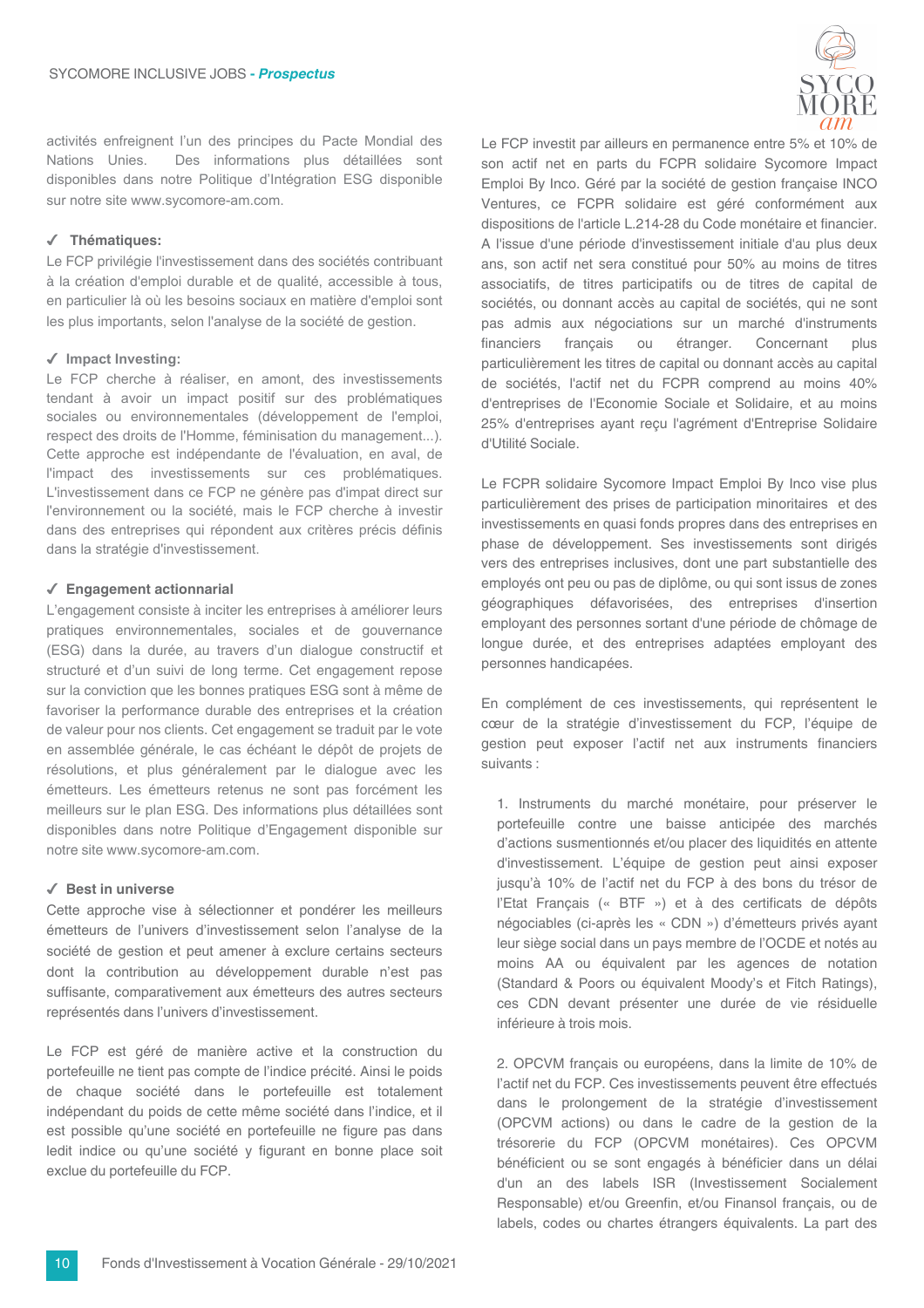activités enfreignent l'un des principes du Pacte Mondial des Nations Unies. Des informations plus détaillées sont disponibles dans notre Politique d'Intégration ESG disponible sur notre site www.sycomore-am.com.

✓ **Thématiques:**

Le FCP privilégie l'investissement dans des sociétés contribuant à la création d'emploi durable et de qualité, accessible à tous, en particulier là où les besoins sociaux en matière d'emploi sont les plus importants, selon l'analyse de la société de gestion.

✓ **Impact Investing:**

Le FCP cherche à réaliser, en amont, des investissements tendant à avoir un impact positif sur des problématiques sociales ou environnementales (développement de l'emploi, respect des droits de l'Homme, féminisation du management...). Cette approche est indépendante de l'évaluation, en aval, de l'impact des investissements sur ces problématiques. L'investissement dans ce FCP ne génère pas d'impat direct sur l'environnement ou la société, mais le FCP cherche à investir dans des entreprises qui répondent aux critères précis définis dans la stratégie d'investissement.

✓ **Engagement actionnarial**

L'engagement consiste à inciter les entreprises à améliorer leurs pratiques environnementales, sociales et de gouvernance (ESG) dans la durée, au travers d'un dialogue constructif et structuré et d'un suivi de long terme. Cet engagement repose sur la conviction que les bonnes pratiques ESG sont à même de favoriser la performance durable des entreprises et la création de valeur pour nos clients. Cet engagement se traduit par le vote en assemblée générale, le cas échéant le dépôt de projets de résolutions, et plus généralement par le dialogue avec les émetteurs. Les émetteurs retenus ne sont pas forcément les meilleurs sur le plan ESG. Des informations plus détaillées sont disponibles dans notre Politique d'Engagement disponible sur notre site www.sycomore-am.com.

✓ **Best in universe**

Cette approche vise à sélectionner et pondérer les meilleurs émetteurs de l'univers d'investissement selon l'analyse de la société de gestion et peut amener à exclure certains secteurs dont la contribution au développement durable n'est pas suffisante, comparativement aux émetteurs des autres secteurs représentés dans l'univers d'investissement.

Le FCP est géré de manière active et la construction du portefeuille ne tient pas compte de l'indice précité. Ainsi le poids de chaque société dans le portefeuille est totalement indépendant du poids de cette même société dans l'indice, et il est possible qu'une société en portefeuille ne figure pas dans ledit indice ou qu'une société y figurant en bonne place soit exclue du portefeuille du FCP.

Le FCP investit par ailleurs en permanence entre 5% et 10% de son actif net en parts du FCPR solidaire Sycomore Impact Emploi By Inco. Géré par la société de gestion française INCO Ventures, ce FCPR solidaire est géré conformément aux dispositions de l'article L.214-28 du Code monétaire et financier. A l'issue d'une période d'investissement initiale d'au plus deux ans, son actif net sera constitué pour 50% au moins de titres associatifs, de titres participatifs ou de titres de capital de sociétés, ou donnant accès au capital de sociétés, qui ne sont pas admis aux négociations sur un marché d'instruments financiers français ou étranger. Concernant plus particulièrement les titres de capital ou donnant accès au capital de sociétés, l'actif net du FCPR comprend au moins 40% d'entreprises de l'Economie Sociale et Solidaire, et au moins 25% d'entreprises ayant reçu l'agrément d'Entreprise Solidaire d'Utilité Sociale.

Le FCPR solidaire Sycomore Impact Emploi By Inco vise plus particulièrement des prises de participation minoritaires et des investissements en quasi fonds propres dans des entreprises en phase de développement. Ses investissements sont dirigés vers des entreprises inclusives, dont une part substantielle des employés ont peu ou pas de diplôme, ou qui sont issus de zones géographiques défavorisées, des entreprises d'insertion employant des personnes sortant d'une période de chômage de longue durée, et des entreprises adaptées employant des personnes handicapées.

En complément de ces investissements, qui représentent le cœur de la stratégie d'investissement du FCP, l'équipe de gestion peut exposer l'actif net aux instruments financiers suivants :

1. Instruments du marché monétaire, pour préserver le portefeuille contre une baisse anticipée des marchés d'actions susmentionnés et/ou placer des liquidités en attente d'investissement. L'équipe de gestion peut ainsi exposer jusqu'à 10% de l'actif net du FCP à des bons du trésor de l'Etat Français (« BTF ») et à des certificats de dépôts négociables (ci-après les « CDN ») d'émetteurs privés ayant leur siège social dans un pays membre de l'OCDE et notés au moins AA ou équivalent par les agences de notation (Standard & Poors ou équivalent Moody's et Fitch Ratings), ces CDN devant présenter une durée de vie résiduelle inférieure à trois mois.

2. OPCVM français ou européens, dans la limite de 10% de l'actif net du FCP. Ces investissements peuvent être effectués dans le prolongement de la stratégie d'investissement (OPCVM actions) ou dans le cadre de la gestion de la trésorerie du FCP (OPCVM monétaires). Ces OPCVM bénéficient ou se sont engagés à bénéficier dans un délai d'un an des labels ISR (Investissement Socialement Responsable) et/ou Greenfin, et/ou Finansol français, ou de labels, codes ou chartes étrangers équivalents. La part des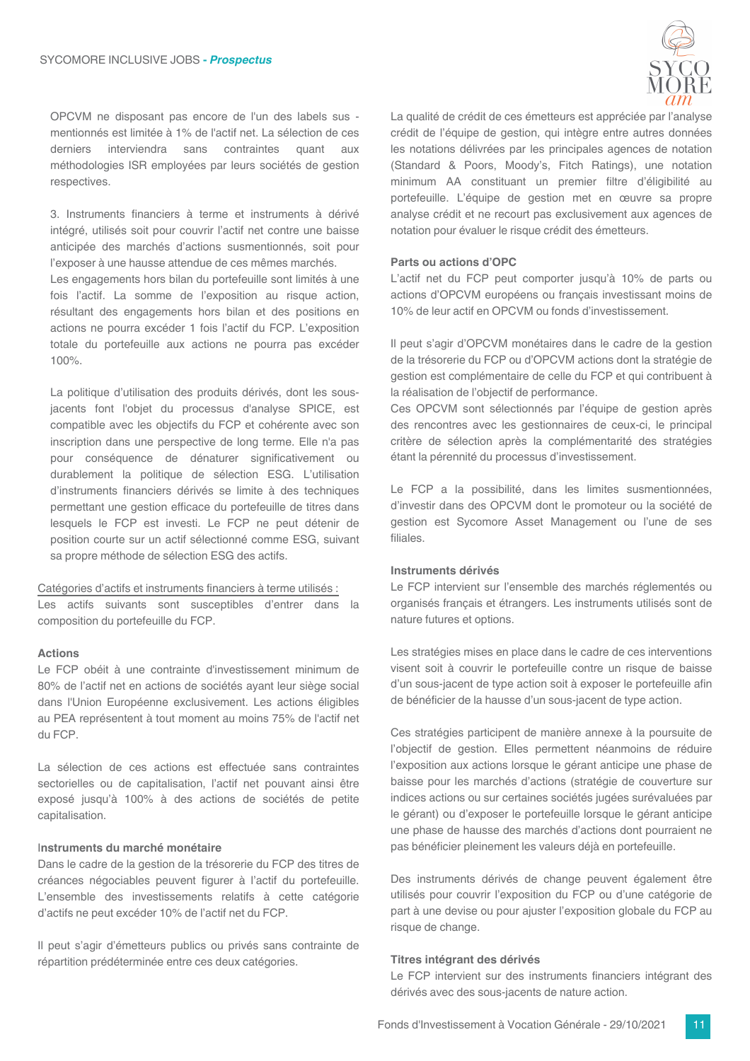OPCVM ne disposant pas encore de l'un des labels sus - mentionnés est limitée à 1% de l'actif net. La sélection de ces derniers interviendra sans contraintes quant aux méthodologies ISR employées par leurs sociétés de gestion respectives.

3. Instruments financiers à terme et instruments à dérivé intégré, utilisés soit pour couvrir l'actif net contre une baisse anticipée des marchés d'actions susmentionnés, soit pour l'exposer à une hausse attendue de ces mêmes marchés.
Les engagements hors bilan du portefeuille sont limités à une fois l'actif. La somme de l'exposition au risque action, résultant des engagements hors bilan et des positions en actions ne pourra excéder 1 fois l'actif du FCP. L'exposition totale du portefeuille aux actions ne pourra pas excéder 100%.

La politique d'utilisation des produits dérivés, dont les sous-jacents font l'objet du processus d'analyse SPICE, est compatible avec les objectifs du FCP et cohérente avec son inscription dans une perspective de long terme. Elle n'a pas pour conséquence de dénaturer significativement ou durablement la politique de sélection ESG. L'utilisation d'instruments financiers dérivés se limite à des techniques permettant une gestion efficace du portefeuille de titres dans lesquels le FCP est investi. Le FCP ne peut détenir de position courte sur un actif sélectionné comme ESG, suivant sa propre méthode de sélection ESG des actifs.

Catégories d'actifs et instruments financiers à terme utilisés :
Les actifs suivants sont susceptibles d'entrer dans la composition du portefeuille du FCP.

**Actions**

Le FCP obéit à une contrainte d'investissement minimum de 80% de l'actif net en actions de sociétés ayant leur siège social dans l'Union Européenne exclusivement. Les actions éligibles au PEA représentent à tout moment au moins 75% de l'actif net du FCP.

La sélection de ces actions est effectuée sans contraintes sectorielles ou de capitalisation, l'actif net pouvant ainsi être exposé jusqu'à 100% à des actions de sociétés de petite capitalisation.

**Instruments du marché monétaire**

Dans le cadre de la gestion de la trésorerie du FCP des titres de créances négociables peuvent figurer à l'actif du portefeuille. L'ensemble des investissements relatifs à cette catégorie d'actifs ne peut excéder 10% de l'actif net du FCP.

Il peut s'agir d'émetteurs publics ou privés sans contrainte de répartition prédéterminée entre ces deux catégories.

La qualité de crédit de ces émetteurs est appréciée par l'analyse crédit de l'équipe de gestion, qui intègre entre autres données les notations délivrées par les principales agences de notation (Standard & Poors, Moody's, Fitch Ratings), une notation minimum AA constituant un premier filtre d'éligibilité au portefeuille. L'équipe de gestion met en œuvre sa propre analyse crédit et ne recourt pas exclusivement aux agences de notation pour évaluer le risque crédit des émetteurs.

**Parts ou actions d'OPC**

L'actif net du FCP peut comporter jusqu'à 10% de parts ou actions d'OPCVM européens ou français investissant moins de 10% de leur actif en OPCVM ou fonds d'investissement.

Il peut s'agir d'OPCVM monétaires dans le cadre de la gestion de la trésorerie du FCP ou d'OPCVM actions dont la stratégie de gestion est complémentaire de celle du FCP et qui contribuent à la réalisation de l'objectif de performance.
Ces OPCVM sont sélectionnés par l'équipe de gestion après des rencontres avec les gestionnaires de ceux-ci, le principal critère de sélection après la complémentarité des stratégies étant la pérennité du processus d'investissement.

Le FCP a la possibilité, dans les limites susmentionnées, d'investir dans des OPCVM dont le promoteur ou la société de gestion est Sycomore Asset Management ou l'une de ses filiales.

**Instruments dérivés**

Le FCP intervient sur l'ensemble des marchés réglementés ou organisés français et étrangers. Les instruments utilisés sont de nature futures et options.

Les stratégies mises en place dans le cadre de ces interventions visent soit à couvrir le portefeuille contre un risque de baisse d'un sous-jacent de type action soit à exposer le portefeuille afin de bénéficier de la hausse d'un sous-jacent de type action.

Ces stratégies participent de manière annexe à la poursuite de l'objectif de gestion. Elles permettent néanmoins de réduire l'exposition aux actions lorsque le gérant anticipe une phase de baisse pour les marchés d'actions (stratégie de couverture sur indices actions ou sur certaines sociétés jugées surévaluées par le gérant) ou d'exposer le portefeuille lorsque le gérant anticipe une phase de hausse des marchés d'actions dont pourraient ne pas bénéficier pleinement les valeurs déjà en portefeuille.

Des instruments dérivés de change peuvent également être utilisés pour couvrir l'exposition du FCP ou d'une catégorie de part à une devise ou pour ajuster l'exposition globale du FCP au risque de change.

**Titres intégrant des dérivés**

Le FCP intervient sur des instruments financiers intégrant des dérivés avec des sous-jacents de nature action.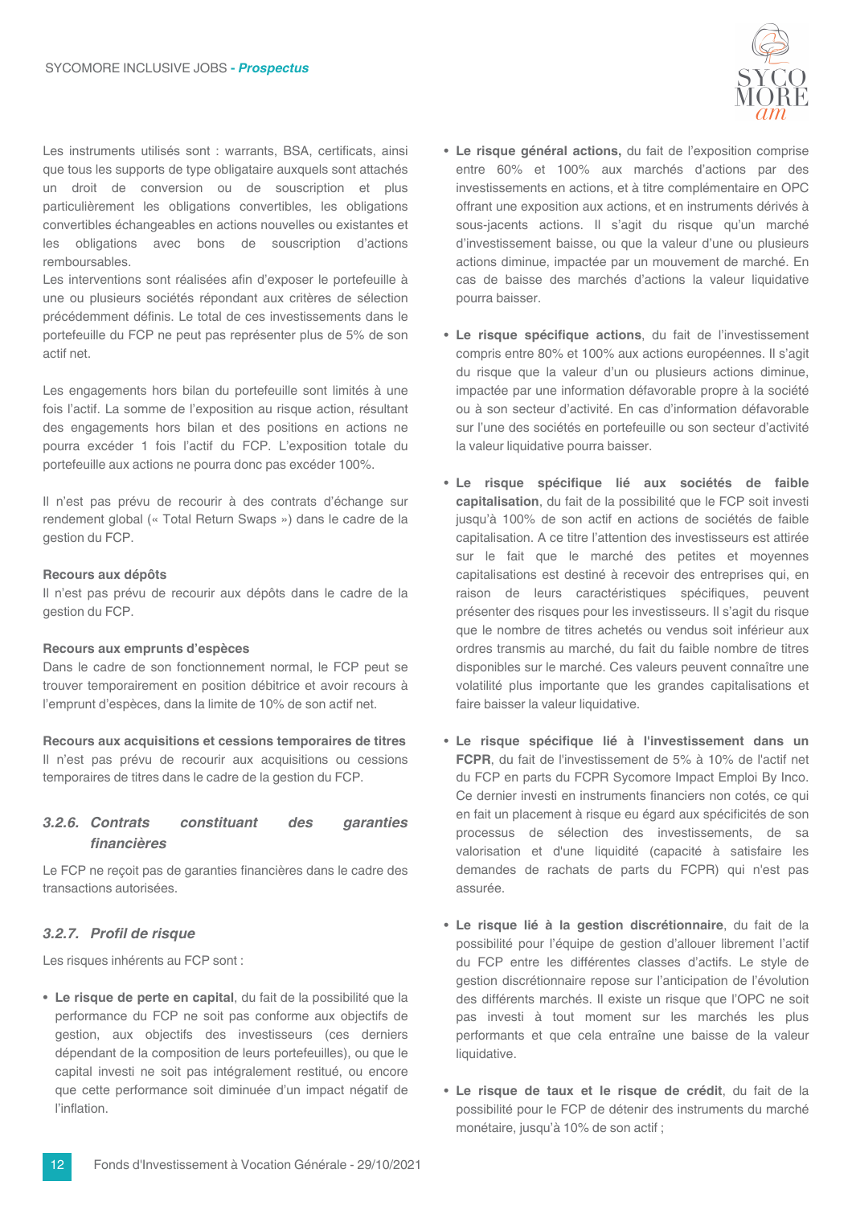Les instruments utilisés sont : warrants, BSA, certificats, ainsi que tous les supports de type obligataire auxquels sont attachés un droit de conversion ou de souscription et plus particulièrement les obligations convertibles, les obligations convertibles échangeables en actions nouvelles ou existantes et les obligations avec bons de souscription d'actions remboursables.
Les interventions sont réalisées afin d'exposer le portefeuille à une ou plusieurs sociétés répondant aux critères de sélection précédemment définis. Le total de ces investissements dans le portefeuille du FCP ne peut pas représenter plus de 5% de son actif net.

Les engagements hors bilan du portefeuille sont limités à une fois l'actif. La somme de l'exposition au risque action, résultant des engagements hors bilan et des positions en actions ne pourra excéder 1 fois l'actif du FCP. L'exposition totale du portefeuille aux actions ne pourra donc pas excéder 100%.

Il n'est pas prévu de recourir à des contrats d'échange sur rendement global (« Total Return Swaps ») dans le cadre de la gestion du FCP.

**Recours aux dépôts**
Il n'est pas prévu de recourir aux dépôts dans le cadre de la gestion du FCP.

**Recours aux emprunts d'espèces**
Dans le cadre de son fonctionnement normal, le FCP peut se trouver temporairement en position débitrice et avoir recours à l'emprunt d'espèces, dans la limite de 10% de son actif net.

**Recours aux acquisitions et cessions temporaires de titres**
Il n'est pas prévu de recourir aux acquisitions ou cessions temporaires de titres dans le cadre de la gestion du FCP.

### *3.2.6. Contrats constituant des garanties financières*

Le FCP ne reçoit pas de garanties financières dans le cadre des transactions autorisées.

### *3.2.7. Profil de risque*

Les risques inhérents au FCP sont :

- **Le risque de perte en capital**, du fait de la possibilité que la performance du FCP ne soit pas conforme aux objectifs de gestion, aux objectifs des investisseurs (ces derniers dépendant de la composition de leurs portefeuilles), ou que le capital investi ne soit pas intégralement restitué, ou encore que cette performance soit diminuée d'un impact négatif de l'inflation.

- **Le risque général actions,** du fait de l'exposition comprise entre 60% et 100% aux marchés d'actions par des investissements en actions, et à titre complémentaire en OPC offrant une exposition aux actions, et en instruments dérivés à sous-jacents actions. Il s'agit du risque qu'un marché d'investissement baisse, ou que la valeur d'une ou plusieurs actions diminue, impactée par un mouvement de marché. En cas de baisse des marchés d'actions la valeur liquidative pourra baisser.

- **Le risque spécifique actions**, du fait de l'investissement compris entre 80% et 100% aux actions européennes. Il s'agit du risque que la valeur d'un ou plusieurs actions diminue, impactée par une information défavorable propre à la société ou à son secteur d'activité. En cas d'information défavorable sur l'une des sociétés en portefeuille ou son secteur d'activité la valeur liquidative pourra baisser.

- **Le risque spécifique lié aux sociétés de faible capitalisation**, du fait de la possibilité que le FCP soit investi jusqu'à 100% de son actif en actions de sociétés de faible capitalisation. A ce titre l'attention des investisseurs est attirée sur le fait que le marché des petites et moyennes capitalisations est destiné à recevoir des entreprises qui, en raison de leurs caractéristiques spécifiques, peuvent présenter des risques pour les investisseurs. Il s'agit du risque que le nombre de titres achetés ou vendus soit inférieur aux ordres transmis au marché, du fait du faible nombre de titres disponibles sur le marché. Ces valeurs peuvent connaître une volatilité plus importante que les grandes capitalisations et faire baisser la valeur liquidative.

- **Le risque spécifique lié à l'investissement dans un FCPR**, du fait de l'investissement de 5% à 10% de l'actif net du FCP en parts du FCPR Sycomore Impact Emploi By Inco. Ce dernier investi en instruments financiers non cotés, ce qui en fait un placement à risque eu égard aux spécificités de son processus de sélection des investissements, de sa valorisation et d'une liquidité (capacité à satisfaire les demandes de rachats de parts du FCPR) qui n'est pas assurée.

- **Le risque lié à la gestion discrétionnaire**, du fait de la possibilité pour l'équipe de gestion d'allouer librement l'actif du FCP entre les différentes classes d'actifs. Le style de gestion discrétionnaire repose sur l'anticipation de l'évolution des différents marchés. Il existe un risque que l'OPC ne soit pas investi à tout moment sur les marchés les plus performants et que cela entraîne une baisse de la valeur liquidative.

- **Le risque de taux et le risque de crédit**, du fait de la possibilité pour le FCP de détenir des instruments du marché monétaire, jusqu'à 10% de son actif ;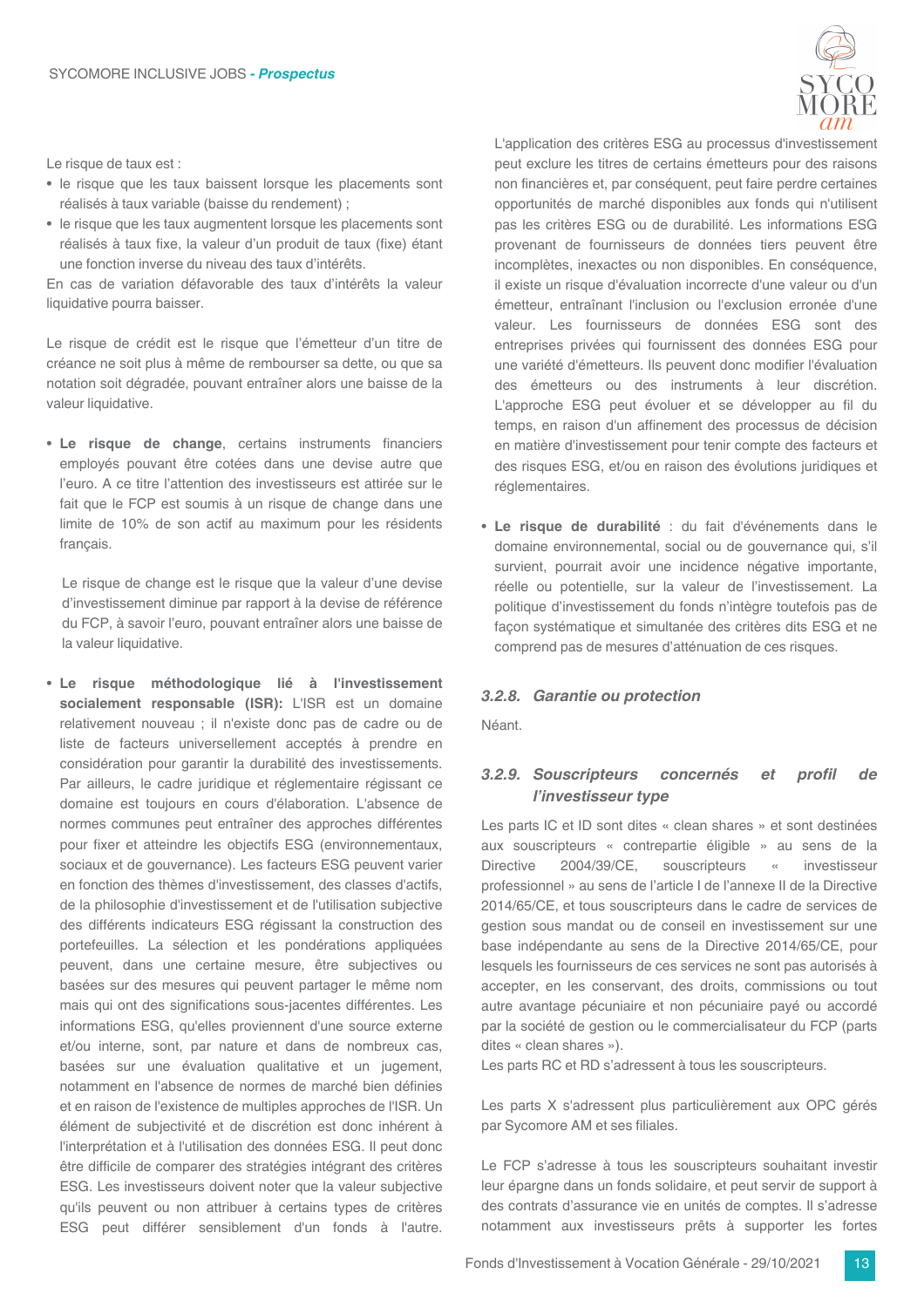Le risque de taux est :

- le risque que les taux baissent lorsque les placements sont réalisés à taux variable (baisse du rendement) ;
- le risque que les taux augmentent lorsque les placements sont réalisés à taux fixe, la valeur d'un produit de taux (fixe) étant une fonction inverse du niveau des taux d'intérêts.

En cas de variation défavorable des taux d'intérêts la valeur liquidative pourra baisser.

Le risque de crédit est le risque que l'émetteur d'un titre de créance ne soit plus à même de rembourser sa dette, ou que sa notation soit dégradée, pouvant entraîner alors une baisse de la valeur liquidative.

- **Le risque de change**, certains instruments financiers employés pouvant être cotées dans une devise autre que l'euro. A ce titre l'attention des investisseurs est attirée sur le fait que le FCP est soumis à un risque de change dans une limite de 10% de son actif au maximum pour les résidents français.

  Le risque de change est le risque que la valeur d'une devise d'investissement diminue par rapport à la devise de référence du FCP, à savoir l'euro, pouvant entraîner alors une baisse de la valeur liquidative.

- **Le risque méthodologique lié à l'investissement socialement responsable (ISR):** L'ISR est un domaine relativement nouveau ; il n'existe donc pas de cadre ou de liste de facteurs universellement acceptés à prendre en considération pour garantir la durabilité des investissements. Par ailleurs, le cadre juridique et réglementaire régissant ce domaine est toujours en cours d'élaboration. L'absence de normes communes peut entraîner des approches différentes pour fixer et atteindre les objectifs ESG (environnementaux, sociaux et de gouvernance). Les facteurs ESG peuvent varier en fonction des thèmes d'investissement, des classes d'actifs, de la philosophie d'investissement et de l'utilisation subjective des différents indicateurs ESG régissant la construction des portefeuilles. La sélection et les pondérations appliquées peuvent, dans une certaine mesure, être subjectives ou basées sur des mesures qui peuvent partager le même nom mais qui ont des significations sous-jacentes différentes. Les informations ESG, qu'elles proviennent d'une source externe et/ou interne, sont, par nature et dans de nombreux cas, basées sur une évaluation qualitative et un jugement, notamment en l'absence de normes de marché bien définies et en raison de l'existence de multiples approches de l'ISR. Un élément de subjectivité et de discrétion est donc inhérent à l'interprétation et à l'utilisation des données ESG. Il peut donc être difficile de comparer des stratégies intégrant des critères ESG. Les investisseurs doivent noter que la valeur subjective qu'ils peuvent ou non attribuer à certains types de critères ESG peut différer sensiblement d'un fonds à l'autre. L'application des critères ESG au processus d'investissement peut exclure les titres de certains émetteurs pour des raisons non financières et, par conséquent, peut faire perdre certaines opportunités de marché disponibles aux fonds qui n'utilisent pas les critères ESG ou de durabilité. Les informations ESG provenant de fournisseurs de données tiers peuvent être incomplètes, inexactes ou non disponibles. En conséquence, il existe un risque d'évaluation incorrecte d'une valeur ou d'un émetteur, entraînant l'inclusion ou l'exclusion erronée d'une valeur. Les fournisseurs de données ESG sont des entreprises privées qui fournissent des données ESG pour une variété d'émetteurs. Ils peuvent donc modifier l'évaluation des émetteurs ou des instruments à leur discrétion. L'approche ESG peut évoluer et se développer au fil du temps, en raison d'un affinement des processus de décision en matière d'investissement pour tenir compte des facteurs et des risques ESG, et/ou en raison des évolutions juridiques et réglementaires.

- **Le risque de durabilité** : du fait d'événements dans le domaine environnemental, social ou de gouvernance qui, s'il survient, pourrait avoir une incidence négative importante, réelle ou potentielle, sur la valeur de l'investissement. La politique d'investissement du fonds n'intègre toutefois pas de façon systématique et simultanée des critères dits ESG et ne comprend pas de mesures d'atténuation de ces risques.

### 3.2.8. *Garantie ou protection*

Néant.

### 3.2.9. *Souscripteurs concernés et profil de l'investisseur type*

Les parts IC et ID sont dites « clean shares » et sont destinées aux souscripteurs « contrepartie éligible » au sens de la Directive 2004/39/CE, souscripteurs « investisseur professionnel » au sens de l'article I de l'annexe II de la Directive 2014/65/CE, et tous souscripteurs dans le cadre de services de gestion sous mandat ou de conseil en investissement sur une base indépendante au sens de la Directive 2014/65/CE, pour lesquels les fournisseurs de ces services ne sont pas autorisés à accepter, en les conservant, des droits, commissions ou tout autre avantage pécuniaire et non pécuniaire payé ou accordé par la société de gestion ou le commercialisateur du FCP (parts dites « clean shares »).

Les parts RC et RD s'adressent à tous les souscripteurs.

Les parts X s'adressent plus particulièrement aux OPC gérés par Sycomore AM et ses filiales.

Le FCP s'adresse à tous les souscripteurs souhaitant investir leur épargne dans un fonds solidaire, et peut servir de support à des contrats d'assurance vie en unités de comptes. Il s'adresse notamment aux investisseurs prêts à supporter les fortes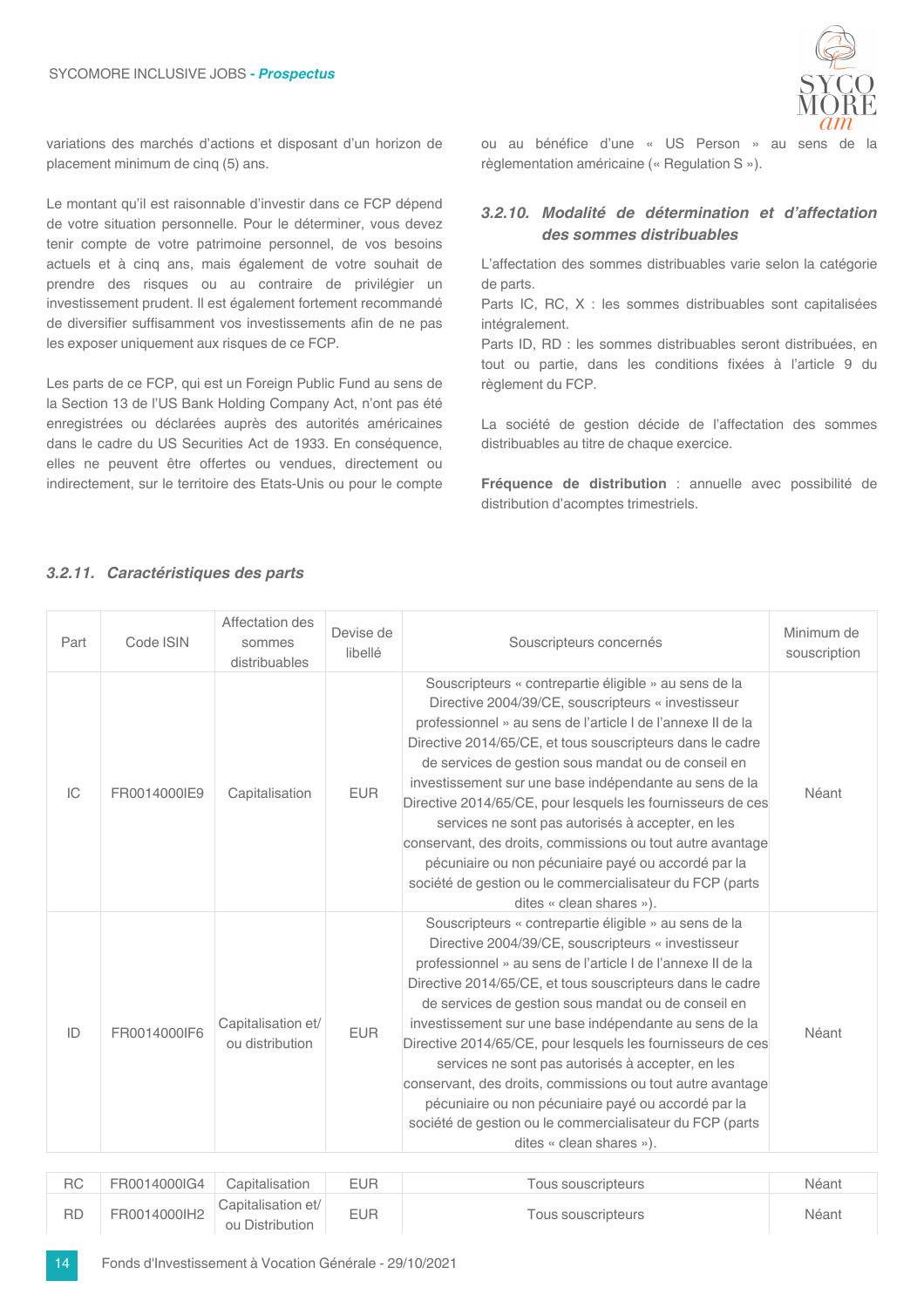variations des marchés d'actions et disposant d'un horizon de placement minimum de cinq (5) ans.

Le montant qu'il est raisonnable d'investir dans ce FCP dépend de votre situation personnelle. Pour le déterminer, vous devez tenir compte de votre patrimoine personnel, de vos besoins actuels et à cinq ans, mais également de votre souhait de prendre des risques ou au contraire de privilégier un investissement prudent. Il est également fortement recommandé de diversifier suffisamment vos investissements afin de ne pas les exposer uniquement aux risques de ce FCP.

Les parts de ce FCP, qui est un Foreign Public Fund au sens de la Section 13 de l'US Bank Holding Company Act, n'ont pas été enregistrées ou déclarées auprès des autorités américaines dans le cadre du US Securities Act de 1933. En conséquence, elles ne peuvent être offertes ou vendues, directement ou indirectement, sur le territoire des Etats-Unis ou pour le compte ou au bénéfice d'une « US Person » au sens de la règlementation américaine (« Regulation S »).

### *3.2.10. Modalité de détermination et d'affectation des sommes distribuables*

L'affectation des sommes distribuables varie selon la catégorie de parts.
Parts IC, RC, X : les sommes distribuables sont capitalisées intégralement.
Parts ID, RD : les sommes distribuables seront distribuées, en tout ou partie, dans les conditions fixées à l'article 9 du règlement du FCP.

La société de gestion décide de l'affectation des sommes distribuables au titre de chaque exercice.

**Fréquence de distribution** : annuelle avec possibilité de distribution d'acomptes trimestriels.

### *3.2.11. Caractéristiques des parts*

| Part | Code ISIN | Affectation des sommes distribuables | Devise de libellé | Souscripteurs concernés | Minimum de souscription |
|---|---|---|---|---|---|
| IC | FR0014000IE9 | Capitalisation | EUR | Souscripteurs « contrepartie éligible » au sens de la Directive 2004/39/CE, souscripteurs « investisseur professionnel » au sens de l'article I de l'annexe II de la Directive 2014/65/CE, et tous souscripteurs dans le cadre de services de gestion sous mandat ou de conseil en investissement sur une base indépendante au sens de la Directive 2014/65/CE, pour lesquels les fournisseurs de ces services ne sont pas autorisés à accepter, en les conservant, des droits, commissions ou tout autre avantage pécuniaire ou non pécuniaire payé ou accordé par la société de gestion ou le commercialisateur du FCP (parts dites « clean shares »). | Néant |
| ID | FR0014000IF6 | Capitalisation et/ ou distribution | EUR | Souscripteurs « contrepartie éligible » au sens de la Directive 2004/39/CE, souscripteurs « investisseur professionnel » au sens de l'article I de l'annexe II de la Directive 2014/65/CE, et tous souscripteurs dans le cadre de services de gestion sous mandat ou de conseil en investissement sur une base indépendante au sens de la Directive 2014/65/CE, pour lesquels les fournisseurs de ces services ne sont pas autorisés à accepter, en les conservant, des droits, commissions ou tout autre avantage pécuniaire ou non pécuniaire payé ou accordé par la société de gestion ou le commercialisateur du FCP (parts dites « clean shares »). | Néant |
| RC | FR0014000IG4 | Capitalisation | EUR | Tous souscripteurs | Néant |
| RD | FR0014000IH2 | Capitalisation et/ ou Distribution | EUR | Tous souscripteurs | Néant |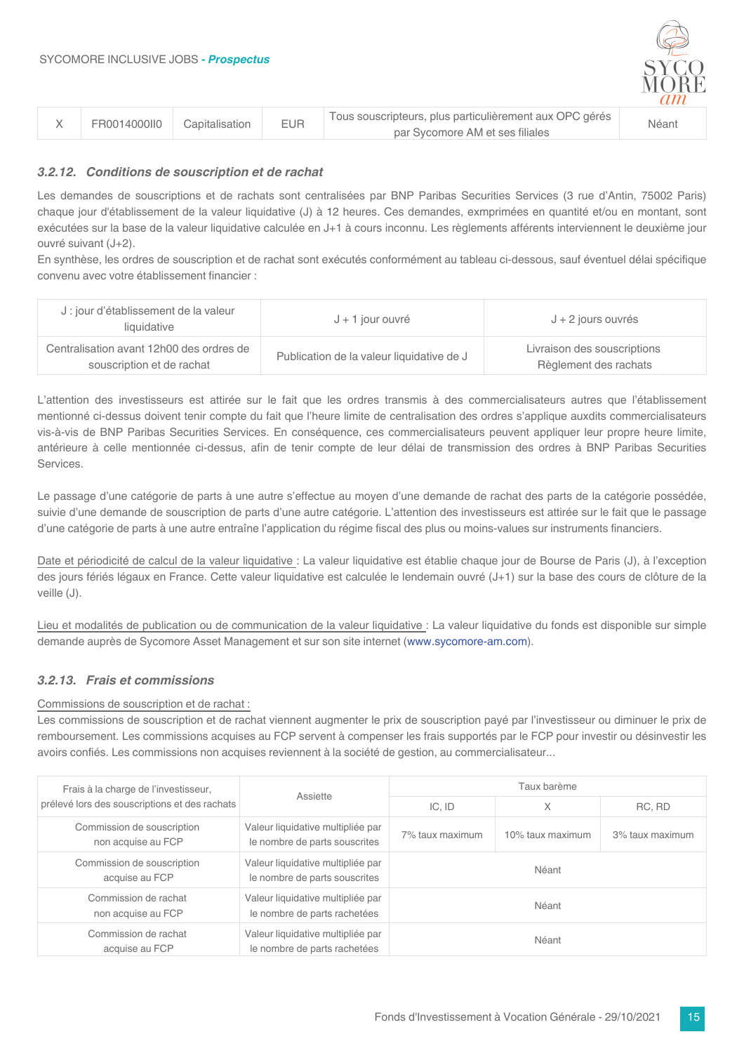| X | FR0014000II0 | Capitalisation | EUR | Tous souscripteurs, plus particulièrement aux OPC gérés par Sycomore AM et ses filiales | Néant |
|---|---|---|---|---|---|

### *3.2.12. Conditions de souscription et de rachat*

Les demandes de souscriptions et de rachats sont centralisées par BNP Paribas Securities Services (3 rue d'Antin, 75002 Paris) chaque jour d'établissement de la valeur liquidative (J) à 12 heures. Ces demandes, exmprimées en quantité et/ou en montant, sont exécutées sur la base de la valeur liquidative calculée en J+1 à cours inconnu. Les règlements afférents interviennent le deuxième jour ouvré suivant (J+2).

En synthèse, les ordres de souscription et de rachat sont exécutés conformément au tableau ci-dessous, sauf éventuel délai spécifique convenu avec votre établissement financier :

| J : jour d'établissement de la valeur liquidative | J + 1 jour ouvré | J + 2 jours ouvrés |
|---|---|---|
| Centralisation avant 12h00 des ordres de souscription et de rachat | Publication de la valeur liquidative de J | Livraison des souscriptions Règlement des rachats |

L'attention des investisseurs est attirée sur le fait que les ordres transmis à des commercialisateurs autres que l'établissement mentionné ci-dessus doivent tenir compte du fait que l'heure limite de centralisation des ordres s'applique auxdits commercialisateurs vis-à-vis de BNP Paribas Securities Services. En conséquence, ces commercialisateurs peuvent appliquer leur propre heure limite, antérieure à celle mentionnée ci-dessus, afin de tenir compte de leur délai de transmission des ordres à BNP Paribas Securities Services.

Le passage d'une catégorie de parts à une autre s'effectue au moyen d'une demande de rachat des parts de la catégorie possédée, suivie d'une demande de souscription de parts d'une autre catégorie. L'attention des investisseurs est attirée sur le fait que le passage d'une catégorie de parts à une autre entraîne l'application du régime fiscal des plus ou moins-values sur instruments financiers.

Date et périodicité de calcul de la valeur liquidative : La valeur liquidative est établie chaque jour de Bourse de Paris (J), à l'exception des jours fériés légaux en France. Cette valeur liquidative est calculée le lendemain ouvré (J+1) sur la base des cours de clôture de la veille (J).

Lieu et modalités de publication ou de communication de la valeur liquidative : La valeur liquidative du fonds est disponible sur simple demande auprès de Sycomore Asset Management et sur son site internet (www.sycomore-am.com).

### *3.2.13. Frais et commissions*

Commissions de souscription et de rachat :

Les commissions de souscription et de rachat viennent augmenter le prix de souscription payé par l'investisseur ou diminuer le prix de remboursement. Les commissions acquises au FCP servent à compenser les frais supportés par le FCP pour investir ou désinvestir les avoirs confiés. Les commissions non acquises reviennent à la société de gestion, au commercialisateur...

| Frais à la charge de l'investisseur, prélevé lors des souscriptions et des rachats | Assiette | Taux barème | | |
|---|---|---|---|---|
| | | IC, ID | X | RC, RD |
| Commission de souscription non acquise au FCP | Valeur liquidative multipliée par le nombre de parts souscrites | 7% taux maximum | 10% taux maximum | 3% taux maximum |
| Commission de souscription acquise au FCP | Valeur liquidative multipliée par le nombre de parts souscrites | Néant | | |
| Commission de rachat non acquise au FCP | Valeur liquidative multipliée par le nombre de parts rachetées | Néant | | |
| Commission de rachat acquise au FCP | Valeur liquidative multipliée par le nombre de parts rachetées | Néant | | |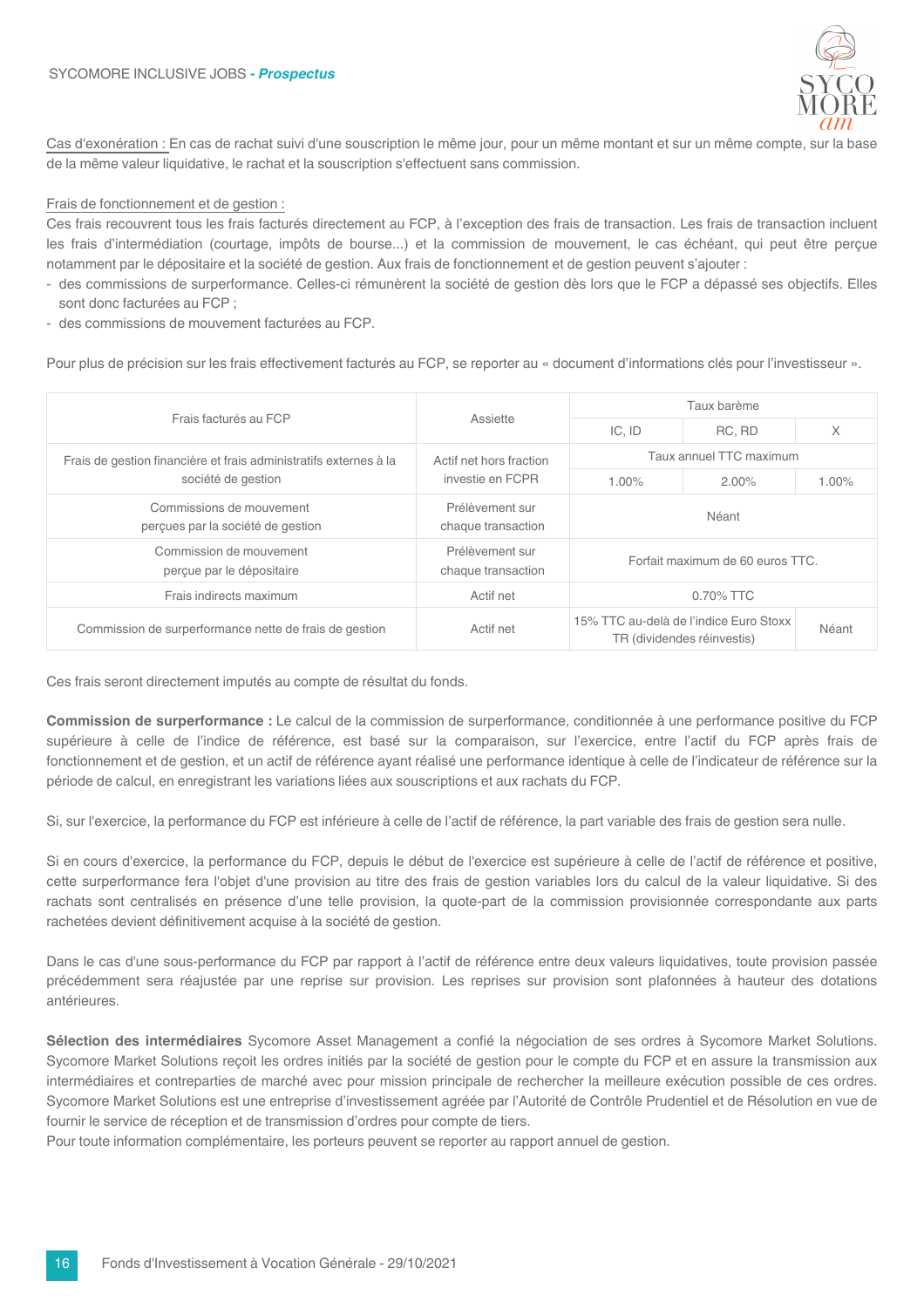Cas d'exonération : En cas de rachat suivi d'une souscription le même jour, pour un même montant et sur un même compte, sur la base de la même valeur liquidative, le rachat et la souscription s'effectuent sans commission.

Frais de fonctionnement et de gestion :

Ces frais recouvrent tous les frais facturés directement au FCP, à l'exception des frais de transaction. Les frais de transaction incluent les frais d'intermédiation (courtage, impôts de bourse...) et la commission de mouvement, le cas échéant, qui peut être perçue notamment par le dépositaire et la société de gestion. Aux frais de fonctionnement et de gestion peuvent s'ajouter :

- des commissions de surperformance. Celles-ci rémunèrent la société de gestion dès lors que le FCP a dépassé ses objectifs. Elles sont donc facturées au FCP ;
- des commissions de mouvement facturées au FCP.

Pour plus de précision sur les frais effectivement facturés au FCP, se reporter au « document d'informations clés pour l'investisseur ».

| Frais facturés au FCP | Assiette | Taux barème | | |
|---|---|---|---|---|
| | | IC, ID | RC, RD | X |
| Frais de gestion financière et frais administratifs externes à la société de gestion | Actif net hors fraction investie en FCPR | Taux annuel TTC maximum | | |
| | | 1.00% | 2.00% | 1.00% |
| Commissions de mouvement perçues par la société de gestion | Prélèvement sur chaque transaction | Néant | | |
| Commission de mouvement perçue par le dépositaire | Prélèvement sur chaque transaction | Forfait maximum de 60 euros TTC. | | |
| Frais indirects maximum | Actif net | 0.70% TTC | | |
| Commission de surperformance nette de frais de gestion | Actif net | 15% TTC au-delà de l'indice Euro Stoxx TR (dividendes réinvestis) | | Néant |

Ces frais seront directement imputés au compte de résultat du fonds.

**Commission de surperformance :** Le calcul de la commission de surperformance, conditionnée à une performance positive du FCP supérieure à celle de l'indice de référence, est basé sur la comparaison, sur l'exercice, entre l'actif du FCP après frais de fonctionnement et de gestion, et un actif de référence ayant réalisé une performance identique à celle de l'indicateur de référence sur la période de calcul, en enregistrant les variations liées aux souscriptions et aux rachats du FCP.

Si, sur l'exercice, la performance du FCP est inférieure à celle de l'actif de référence, la part variable des frais de gestion sera nulle.

Si en cours d'exercice, la performance du FCP, depuis le début de l'exercice est supérieure à celle de l'actif de référence et positive, cette surperformance fera l'objet d'une provision au titre des frais de gestion variables lors du calcul de la valeur liquidative. Si des rachats sont centralisés en présence d'une telle provision, la quote-part de la commission provisionnée correspondante aux parts rachetées devient définitivement acquise à la société de gestion.

Dans le cas d'une sous-performance du FCP par rapport à l'actif de référence entre deux valeurs liquidatives, toute provision passée précédemment sera réajustée par une reprise sur provision. Les reprises sur provision sont plafonnées à hauteur des dotations antérieures.

**Sélection des intermédiaires** Sycomore Asset Management a confié la négociation de ses ordres à Sycomore Market Solutions. Sycomore Market Solutions reçoit les ordres initiés par la société de gestion pour le compte du FCP et en assure la transmission aux intermédiaires et contreparties de marché avec pour mission principale de rechercher la meilleure exécution possible de ces ordres. Sycomore Market Solutions est une entreprise d'investissement agréée par l'Autorité de Contrôle Prudentiel et de Résolution en vue de fournir le service de réception et de transmission d'ordres pour compte de tiers.

Pour toute information complémentaire, les porteurs peuvent se reporter au rapport annuel de gestion.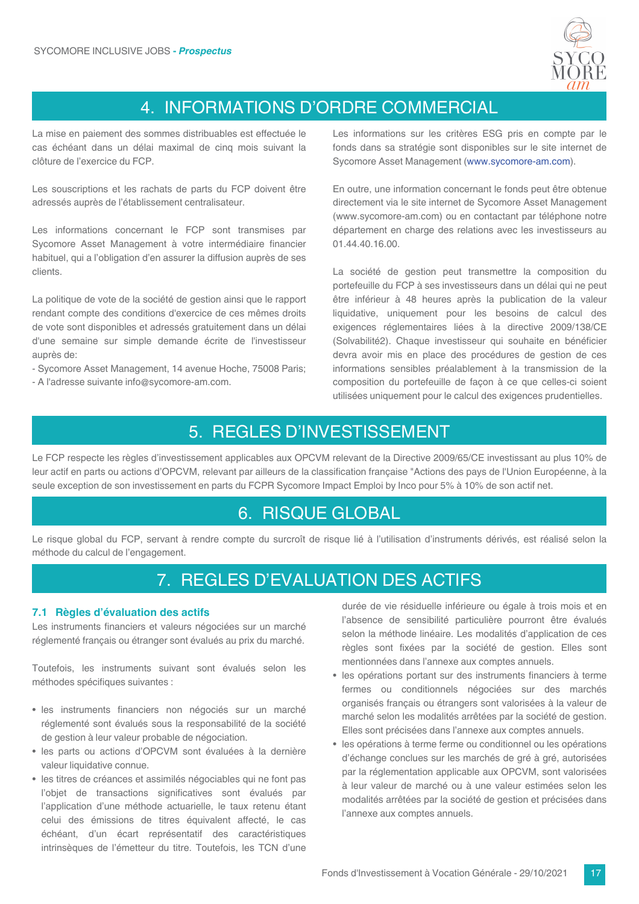# 4. INFORMATIONS D'ORDRE COMMERCIAL

La mise en paiement des sommes distribuables est effectuée le cas échéant dans un délai maximal de cinq mois suivant la clôture de l'exercice du FCP.

Les souscriptions et les rachats de parts du FCP doivent être adressés auprès de l'établissement centralisateur.

Les informations concernant le FCP sont transmises par Sycomore Asset Management à votre intermédiaire financier habituel, qui a l'obligation d'en assurer la diffusion auprès de ses clients.

La politique de vote de la société de gestion ainsi que le rapport rendant compte des conditions d'exercice de ces mêmes droits de vote sont disponibles et adressés gratuitement dans un délai d'une semaine sur simple demande écrite de l'investisseur auprès de:

- Sycomore Asset Management, 14 avenue Hoche, 75008 Paris;
- A l'adresse suivante info@sycomore-am.com.

Les informations sur les critères ESG pris en compte par le fonds dans sa stratégie sont disponibles sur le site internet de Sycomore Asset Management (www.sycomore-am.com).

En outre, une information concernant le fonds peut être obtenue directement via le site internet de Sycomore Asset Management (www.sycomore-am.com) ou en contactant par téléphone notre département en charge des relations avec les investisseurs au 01.44.40.16.00.

La société de gestion peut transmettre la composition du portefeuille du FCP à ses investisseurs dans un délai qui ne peut être inférieur à 48 heures après la publication de la valeur liquidative, uniquement pour les besoins de calcul des exigences réglementaires liées à la directive 2009/138/CE (Solvabilité2). Chaque investisseur qui souhaite en bénéficier devra avoir mis en place des procédures de gestion de ces informations sensibles préalablement à la transmission de la composition du portefeuille de façon à ce que celles-ci soient utilisées uniquement pour le calcul des exigences prudentielles.

# 5. REGLES D'INVESTISSEMENT

Le FCP respecte les règles d'investissement applicables aux OPCVM relevant de la Directive 2009/65/CE investissant au plus 10% de leur actif en parts ou actions d'OPCVM, relevant par ailleurs de la classification française "Actions des pays de l'Union Européenne, à la seule exception de son investissement en parts du FCPR Sycomore Impact Emploi by Inco pour 5% à 10% de son actif net.

# 6. RISQUE GLOBAL

Le risque global du FCP, servant à rendre compte du surcroît de risque lié à l'utilisation d'instruments dérivés, est réalisé selon la méthode du calcul de l'engagement.

# 7. REGLES D'EVALUATION DES ACTIFS

## 7.1 Règles d'évaluation des actifs

Les instruments financiers et valeurs négociées sur un marché réglementé français ou étranger sont évalués au prix du marché.

Toutefois, les instruments suivant sont évalués selon les méthodes spécifiques suivantes :

- les instruments financiers non négociés sur un marché réglementé sont évalués sous la responsabilité de la société de gestion à leur valeur probable de négociation.
- les parts ou actions d'OPCVM sont évaluées à la dernière valeur liquidative connue.
- les titres de créances et assimilés négociables qui ne font pas l'objet de transactions significatives sont évalués par l'application d'une méthode actuarielle, le taux retenu étant celui des émissions de titres équivalent affecté, le cas échéant, d'un écart représentatif des caractéristiques intrinsèques de l'émetteur du titre. Toutefois, les TCN d'une durée de vie résiduelle inférieure ou égale à trois mois et en l'absence de sensibilité particulière pourront être évalués selon la méthode linéaire. Les modalités d'application de ces règles sont fixées par la société de gestion. Elles sont mentionnées dans l'annexe aux comptes annuels.
- les opérations portant sur des instruments financiers à terme fermes ou conditionnels négociées sur des marchés organisés français ou étrangers sont valorisées à la valeur de marché selon les modalités arrêtées par la société de gestion. Elles sont précisées dans l'annexe aux comptes annuels.
- les opérations à terme ferme ou conditionnel ou les opérations d'échange conclues sur les marchés de gré à gré, autorisées par la réglementation applicable aux OPCVM, sont valorisées à leur valeur de marché ou à une valeur estimées selon les modalités arrêtées par la société de gestion et précisées dans l'annexe aux comptes annuels.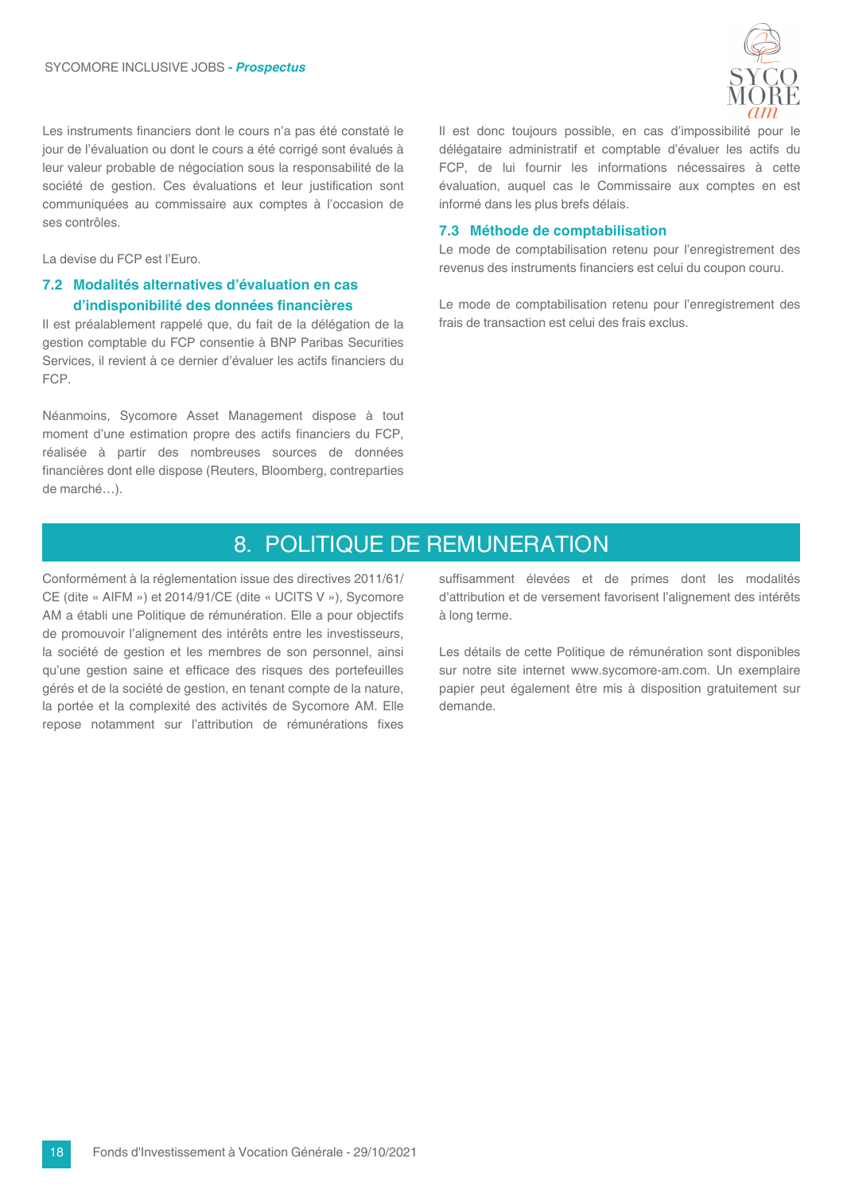Les instruments financiers dont le cours n'a pas été constaté le jour de l'évaluation ou dont le cours a été corrigé sont évalués à leur valeur probable de négociation sous la responsabilité de la société de gestion. Ces évaluations et leur justification sont communiquées au commissaire aux comptes à l'occasion de ses contrôles.

La devise du FCP est l'Euro.

### 7.2 Modalités alternatives d'évaluation en cas d'indisponibilité des données financières

Il est préalablement rappelé que, du fait de la délégation de la gestion comptable du FCP consentie à BNP Paribas Securities Services, il revient à ce dernier d'évaluer les actifs financiers du FCP.

Néanmoins, Sycomore Asset Management dispose à tout moment d'une estimation propre des actifs financiers du FCP, réalisée à partir des nombreuses sources de données financières dont elle dispose (Reuters, Bloomberg, contreparties de marché…).

Il est donc toujours possible, en cas d'impossibilité pour le délégataire administratif et comptable d'évaluer les actifs du FCP, de lui fournir les informations nécessaires à cette évaluation, auquel cas le Commissaire aux comptes en est informé dans les plus brefs délais.

### 7.3 Méthode de comptabilisation

Le mode de comptabilisation retenu pour l'enregistrement des revenus des instruments financiers est celui du coupon couru.

Le mode de comptabilisation retenu pour l'enregistrement des frais de transaction est celui des frais exclus.

## 8. POLITIQUE DE REMUNERATION

Conformément à la réglementation issue des directives 2011/61/CE (dite « AIFM ») et 2014/91/CE (dite « UCITS V »), Sycomore AM a établi une Politique de rémunération. Elle a pour objectifs de promouvoir l'alignement des intérêts entre les investisseurs, la société de gestion et les membres de son personnel, ainsi qu'une gestion saine et efficace des risques des portefeuilles gérés et de la société de gestion, en tenant compte de la nature, la portée et la complexité des activités de Sycomore AM. Elle repose notamment sur l'attribution de rémunérations fixes suffisamment élevées et de primes dont les modalités d'attribution et de versement favorisent l'alignement des intérêts à long terme.

Les détails de cette Politique de rémunération sont disponibles sur notre site internet www.sycomore-am.com. Un exemplaire papier peut également être mis à disposition gratuitement sur demande.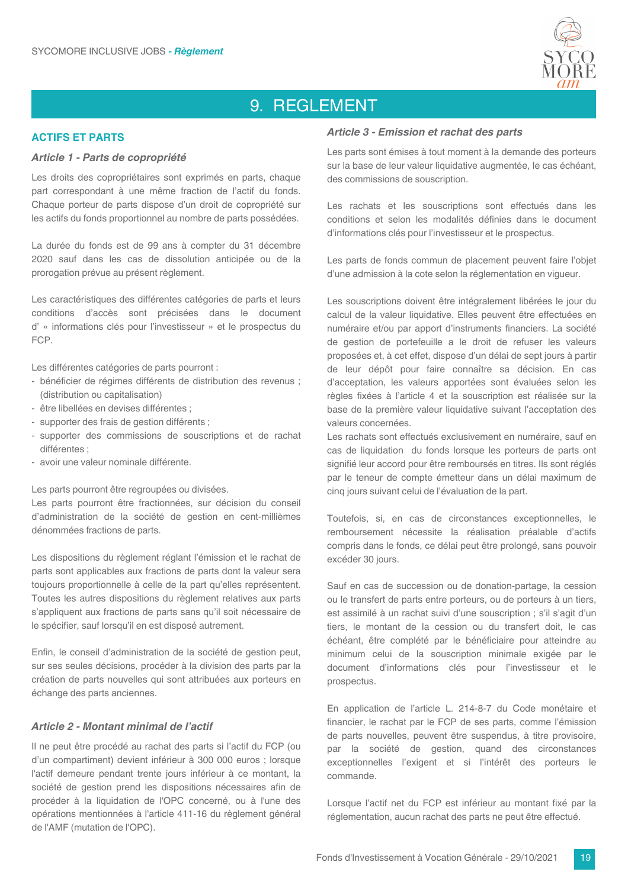# 9. REGLEMENT

## ACTIFS ET PARTS

### *Article 1 - Parts de copropriété*

Les droits des copropriétaires sont exprimés en parts, chaque part correspondant à une même fraction de l'actif du fonds. Chaque porteur de parts dispose d'un droit de copropriété sur les actifs du fonds proportionnel au nombre de parts possédées.

La durée du fonds est de 99 ans à compter du 31 décembre 2020 sauf dans les cas de dissolution anticipée ou de la prorogation prévue au présent règlement.

Les caractéristiques des différentes catégories de parts et leurs conditions d'accès sont précisées dans le document d' « informations clés pour l'investisseur » et le prospectus du FCP.

Les différentes catégories de parts pourront :

- bénéficier de régimes différents de distribution des revenus ; (distribution ou capitalisation)
- être libellées en devises différentes ;
- supporter des frais de gestion différents ;
- supporter des commissions de souscriptions et de rachat différentes ;
- avoir une valeur nominale différente.

Les parts pourront être regroupées ou divisées.
Les parts pourront être fractionnées, sur décision du conseil d'administration de la société de gestion en cent-millièmes dénommées fractions de parts.

Les dispositions du règlement réglant l'émission et le rachat de parts sont applicables aux fractions de parts dont la valeur sera toujours proportionnelle à celle de la part qu'elles représentent. Toutes les autres dispositions du règlement relatives aux parts s'appliquent aux fractions de parts sans qu'il soit nécessaire de le spécifier, sauf lorsqu'il en est disposé autrement.

Enfin, le conseil d'administration de la société de gestion peut, sur ses seules décisions, procéder à la division des parts par la création de parts nouvelles qui sont attribuées aux porteurs en échange des parts anciennes.

### *Article 2 - Montant minimal de l'actif*

Il ne peut être procédé au rachat des parts si l'actif du FCP (ou d'un compartiment) devient inférieur à 300 000 euros ; lorsque l'actif demeure pendant trente jours inférieur à ce montant, la société de gestion prend les dispositions nécessaires afin de procéder à la liquidation de l'OPC concerné, ou à l'une des opérations mentionnées à l'article 411-16 du règlement général de l'AMF (mutation de l'OPC).

### *Article 3 - Emission et rachat des parts*

Les parts sont émises à tout moment à la demande des porteurs sur la base de leur valeur liquidative augmentée, le cas échéant, des commissions de souscription.

Les rachats et les souscriptions sont effectués dans les conditions et selon les modalités définies dans le document d'informations clés pour l'investisseur et le prospectus.

Les parts de fonds commun de placement peuvent faire l'objet d'une admission à la cote selon la réglementation en vigueur.

Les souscriptions doivent être intégralement libérées le jour du calcul de la valeur liquidative. Elles peuvent être effectuées en numéraire et/ou par apport d'instruments financiers. La société de gestion de portefeuille a le droit de refuser les valeurs proposées et, à cet effet, dispose d'un délai de sept jours à partir de leur dépôt pour faire connaître sa décision. En cas d'acceptation, les valeurs apportées sont évaluées selon les règles fixées à l'article 4 et la souscription est réalisée sur la base de la première valeur liquidative suivant l'acceptation des valeurs concernées.
Les rachats sont effectués exclusivement en numéraire, sauf en cas de liquidation du fonds lorsque les porteurs de parts ont signifié leur accord pour être remboursés en titres. Ils sont réglés par le teneur de compte émetteur dans un délai maximum de cinq jours suivant celui de l'évaluation de la part.

Toutefois, si, en cas de circonstances exceptionnelles, le remboursement nécessite la réalisation préalable d'actifs compris dans le fonds, ce délai peut être prolongé, sans pouvoir excéder 30 jours.

Sauf en cas de succession ou de donation-partage, la cession ou le transfert de parts entre porteurs, ou de porteurs à un tiers, est assimilé à un rachat suivi d'une souscription ; s'il s'agit d'un tiers, le montant de la cession ou du transfert doit, le cas échéant, être complété par le bénéficiaire pour atteindre au minimum celui de la souscription minimale exigée par le document d'informations clés pour l'investisseur et le prospectus.

En application de l'article L. 214-8-7 du Code monétaire et financier, le rachat par le FCP de ses parts, comme l'émission de parts nouvelles, peuvent être suspendus, à titre provisoire, par la société de gestion, quand des circonstances exceptionnelles l'exigent et si l'intérêt des porteurs le commande.

Lorsque l'actif net du FCP est inférieur au montant fixé par la réglementation, aucun rachat des parts ne peut être effectué.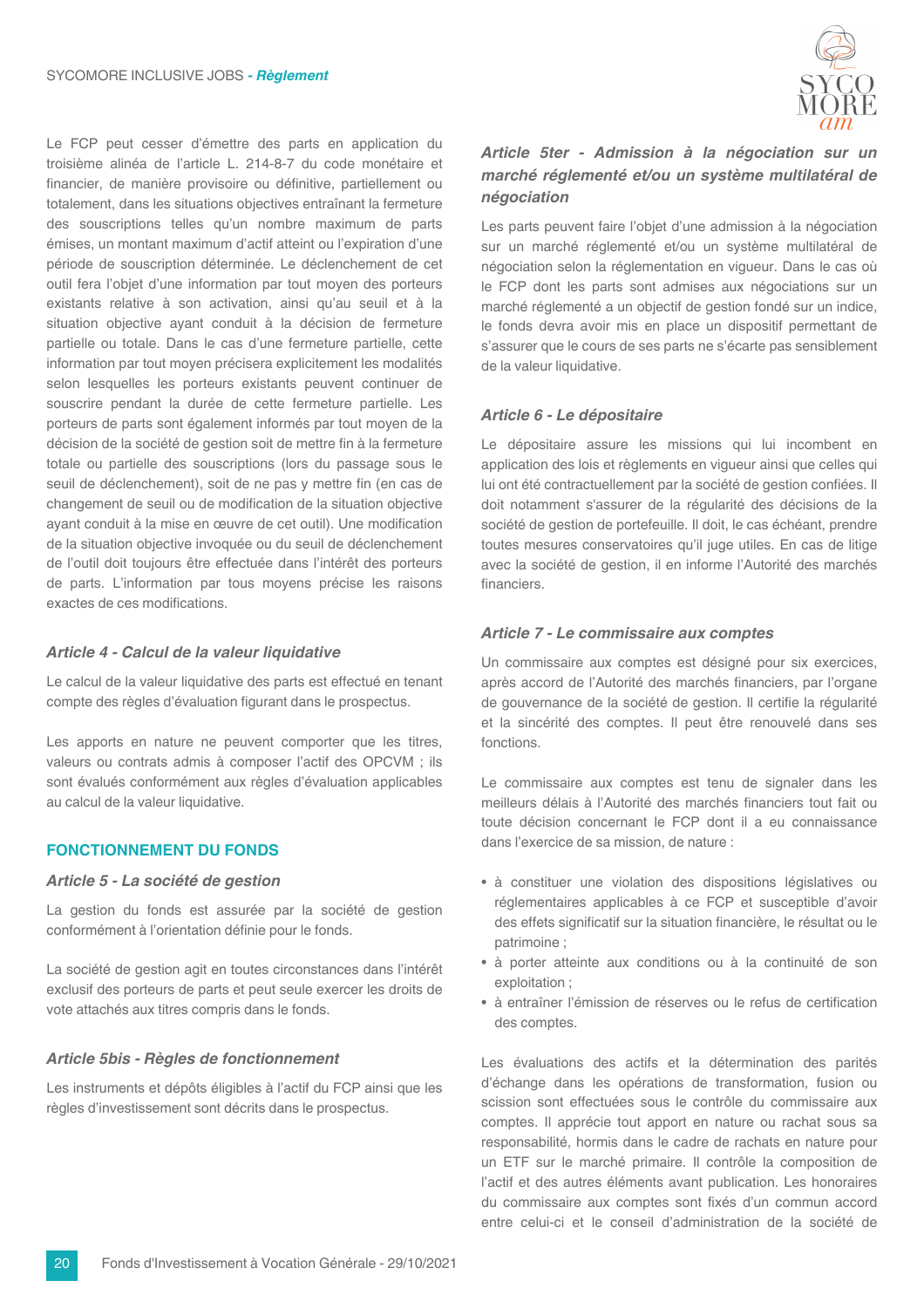Le FCP peut cesser d'émettre des parts en application du troisième alinéa de l'article L. 214-8-7 du code monétaire et financier, de manière provisoire ou définitive, partiellement ou totalement, dans les situations objectives entraînant la fermeture des souscriptions telles qu'un nombre maximum de parts émises, un montant maximum d'actif atteint ou l'expiration d'une période de souscription déterminée. Le déclenchement de cet outil fera l'objet d'une information par tout moyen des porteurs existants relative à son activation, ainsi qu'au seuil et à la situation objective ayant conduit à la décision de fermeture partielle ou totale. Dans le cas d'une fermeture partielle, cette information par tout moyen précisera explicitement les modalités selon lesquelles les porteurs existants peuvent continuer de souscrire pendant la durée de cette fermeture partielle. Les porteurs de parts sont également informés par tout moyen de la décision de la société de gestion soit de mettre fin à la fermeture totale ou partielle des souscriptions (lors du passage sous le seuil de déclenchement), soit de ne pas y mettre fin (en cas de changement de seuil ou de modification de la situation objective ayant conduit à la mise en œuvre de cet outil). Une modification de la situation objective invoquée ou du seuil de déclenchement de l'outil doit toujours être effectuée dans l'intérêt des porteurs de parts. L'information par tous moyens précise les raisons exactes de ces modifications.

### *Article 4 - Calcul de la valeur liquidative*

Le calcul de la valeur liquidative des parts est effectué en tenant compte des règles d'évaluation figurant dans le prospectus.

Les apports en nature ne peuvent comporter que les titres, valeurs ou contrats admis à composer l'actif des OPCVM ; ils sont évalués conformément aux règles d'évaluation applicables au calcul de la valeur liquidative.

## FONCTIONNEMENT DU FONDS

### *Article 5 - La société de gestion*

La gestion du fonds est assurée par la société de gestion conformément à l'orientation définie pour le fonds.

La société de gestion agit en toutes circonstances dans l'intérêt exclusif des porteurs de parts et peut seule exercer les droits de vote attachés aux titres compris dans le fonds.

### *Article 5bis - Règles de fonctionnement*

Les instruments et dépôts éligibles à l'actif du FCP ainsi que les règles d'investissement sont décrits dans le prospectus.

### *Article 5ter - Admission à la négociation sur un marché réglementé et/ou un système multilatéral de négociation*

Les parts peuvent faire l'objet d'une admission à la négociation sur un marché réglementé et/ou un système multilatéral de négociation selon la réglementation en vigueur. Dans le cas où le FCP dont les parts sont admises aux négociations sur un marché réglementé a un objectif de gestion fondé sur un indice, le fonds devra avoir mis en place un dispositif permettant de s'assurer que le cours de ses parts ne s'écarte pas sensiblement de la valeur liquidative.

### *Article 6 - Le dépositaire*

Le dépositaire assure les missions qui lui incombent en application des lois et règlements en vigueur ainsi que celles qui lui ont été contractuellement par la société de gestion confiées. Il doit notamment s'assurer de la régularité des décisions de la société de gestion de portefeuille. Il doit, le cas échéant, prendre toutes mesures conservatoires qu'il juge utiles. En cas de litige avec la société de gestion, il en informe l'Autorité des marchés financiers.

### *Article 7 - Le commissaire aux comptes*

Un commissaire aux comptes est désigné pour six exercices, après accord de l'Autorité des marchés financiers, par l'organe de gouvernance de la société de gestion. Il certifie la régularité et la sincérité des comptes. Il peut être renouvelé dans ses fonctions.

Le commissaire aux comptes est tenu de signaler dans les meilleurs délais à l'Autorité des marchés financiers tout fait ou toute décision concernant le FCP dont il a eu connaissance dans l'exercice de sa mission, de nature :

- à constituer une violation des dispositions législatives ou réglementaires applicables à ce FCP et susceptible d'avoir des effets significatif sur la situation financière, le résultat ou le patrimoine ;
- à porter atteinte aux conditions ou à la continuité de son exploitation ;
- à entraîner l'émission de réserves ou le refus de certification des comptes.

Les évaluations des actifs et la détermination des parités d'échange dans les opérations de transformation, fusion ou scission sont effectuées sous le contrôle du commissaire aux comptes. Il apprécie tout apport en nature ou rachat sous sa responsabilité, hormis dans le cadre de rachats en nature pour un ETF sur le marché primaire. Il contrôle la composition de l'actif et des autres éléments avant publication. Les honoraires du commissaire aux comptes sont fixés d'un commun accord entre celui-ci et le conseil d'administration de la société de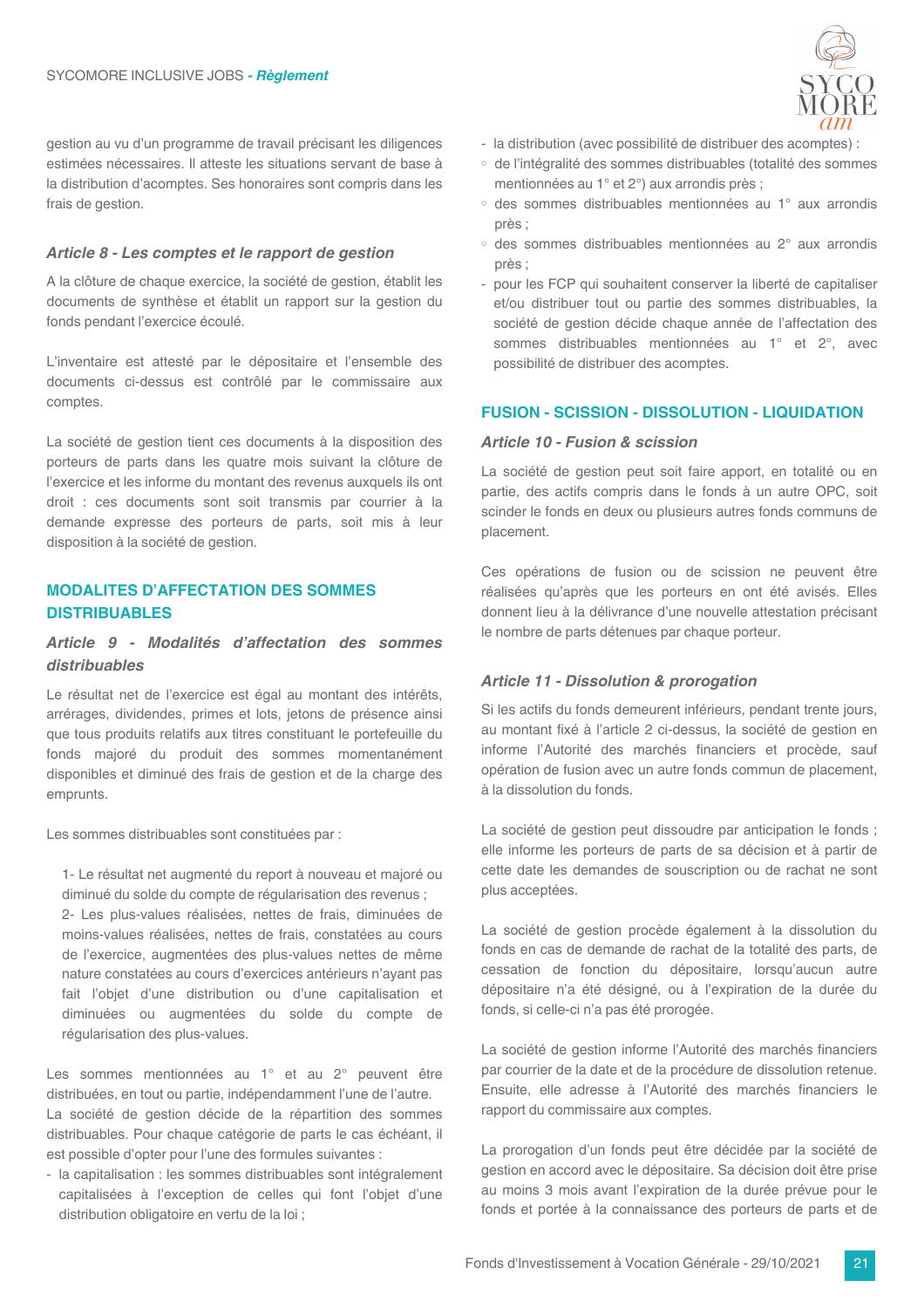gestion au vu d'un programme de travail précisant les diligences estimées nécessaires. Il atteste les situations servant de base à la distribution d'acomptes. Ses honoraires sont compris dans les frais de gestion.

### *Article 8 - Les comptes et le rapport de gestion*

A la clôture de chaque exercice, la société de gestion, établit les documents de synthèse et établit un rapport sur la gestion du fonds pendant l'exercice écoulé.

L'inventaire est attesté par le dépositaire et l'ensemble des documents ci-dessus est contrôlé par le commissaire aux comptes.

La société de gestion tient ces documents à la disposition des porteurs de parts dans les quatre mois suivant la clôture de l'exercice et les informe du montant des revenus auxquels ils ont droit : ces documents sont soit transmis par courrier à la demande expresse des porteurs de parts, soit mis à leur disposition à la société de gestion.

## MODALITES D'AFFECTATION DES SOMMES DISTRIBUABLES

### *Article 9 - Modalités d'affectation des sommes distribuables*

Le résultat net de l'exercice est égal au montant des intérêts, arrérages, dividendes, primes et lots, jetons de présence ainsi que tous produits relatifs aux titres constituant le portefeuille du fonds majoré du produit des sommes momentanément disponibles et diminué des frais de gestion et de la charge des emprunts.

Les sommes distribuables sont constituées par :

1- Le résultat net augmenté du report à nouveau et majoré ou diminué du solde du compte de régularisation des revenus ;
2- Les plus-values réalisées, nettes de frais, diminuées de moins-values réalisées, nettes de frais, constatées au cours de l'exercice, augmentées des plus-values nettes de même nature constatées au cours d'exercices antérieurs n'ayant pas fait l'objet d'une distribution ou d'une capitalisation et diminuées ou augmentées du solde du compte de régularisation des plus-values.

Les sommes mentionnées au 1° et au 2° peuvent être distribuées, en tout ou partie, indépendamment l'une de l'autre.
La société de gestion décide de la répartition des sommes distribuables. Pour chaque catégorie de parts le cas échéant, il est possible d'opter pour l'une des formules suivantes :

- la capitalisation : les sommes distribuables sont intégralement capitalisées à l'exception de celles qui font l'objet d'une distribution obligatoire en vertu de la loi ;
- la distribution (avec possibilité de distribuer des acomptes) :
  - de l'intégralité des sommes distribuables (totalité des sommes mentionnées au 1° et 2°) aux arrondis près ;
  - des sommes distribuables mentionnées au 1° aux arrondis près ;
  - des sommes distribuables mentionnées au 2° aux arrondis près ;
- pour les FCP qui souhaitent conserver la liberté de capitaliser et/ou distribuer tout ou partie des sommes distribuables, la société de gestion décide chaque année de l'affectation des sommes distribuables mentionnées au 1° et 2°, avec possibilité de distribuer des acomptes.

## FUSION - SCISSION - DISSOLUTION - LIQUIDATION

### *Article 10 - Fusion & scission*

La société de gestion peut soit faire apport, en totalité ou en partie, des actifs compris dans le fonds à un autre OPC, soit scinder le fonds en deux ou plusieurs autres fonds communs de placement.

Ces opérations de fusion ou de scission ne peuvent être réalisées qu'après que les porteurs en ont été avisés. Elles donnent lieu à la délivrance d'une nouvelle attestation précisant le nombre de parts détenues par chaque porteur.

### *Article 11 - Dissolution & prorogation*

Si les actifs du fonds demeurent inférieurs, pendant trente jours, au montant fixé à l'article 2 ci-dessus, la société de gestion en informe l'Autorité des marchés financiers et procède, sauf opération de fusion avec un autre fonds commun de placement, à la dissolution du fonds.

La société de gestion peut dissoudre par anticipation le fonds ; elle informe les porteurs de parts de sa décision et à partir de cette date les demandes de souscription ou de rachat ne sont plus acceptées.

La société de gestion procède également à la dissolution du fonds en cas de demande de rachat de la totalité des parts, de cessation de fonction du dépositaire, lorsqu'aucun autre dépositaire n'a été désigné, ou à l'expiration de la durée du fonds, si celle-ci n'a pas été prorogée.

La société de gestion informe l'Autorité des marchés financiers par courrier de la date et de la procédure de dissolution retenue. Ensuite, elle adresse à l'Autorité des marchés financiers le rapport du commissaire aux comptes.

La prorogation d'un fonds peut être décidée par la société de gestion en accord avec le dépositaire. Sa décision doit être prise au moins 3 mois avant l'expiration de la durée prévue pour le fonds et portée à la connaissance des porteurs de parts et de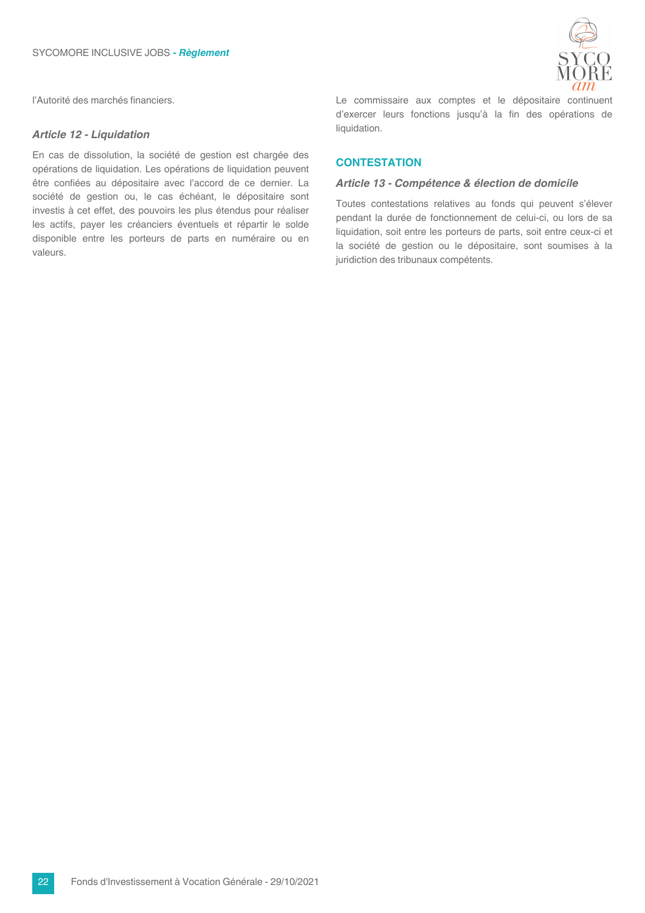l'Autorité des marchés financiers.

### *Article 12 - Liquidation*

En cas de dissolution, la société de gestion est chargée des opérations de liquidation. Les opérations de liquidation peuvent être confiées au dépositaire avec l'accord de ce dernier. La société de gestion ou, le cas échéant, le dépositaire sont investis à cet effet, des pouvoirs les plus étendus pour réaliser les actifs, payer les créanciers éventuels et répartir le solde disponible entre les porteurs de parts en numéraire ou en valeurs.

Le commissaire aux comptes et le dépositaire continuent d'exercer leurs fonctions jusqu'à la fin des opérations de liquidation.

## CONTESTATION

### *Article 13 - Compétence & élection de domicile*

Toutes contestations relatives au fonds qui peuvent s'élever pendant la durée de fonctionnement de celui-ci, ou lors de sa liquidation, soit entre les porteurs de parts, soit entre ceux-ci et la société de gestion ou le dépositaire, sont soumises à la juridiction des tribunaux compétents.